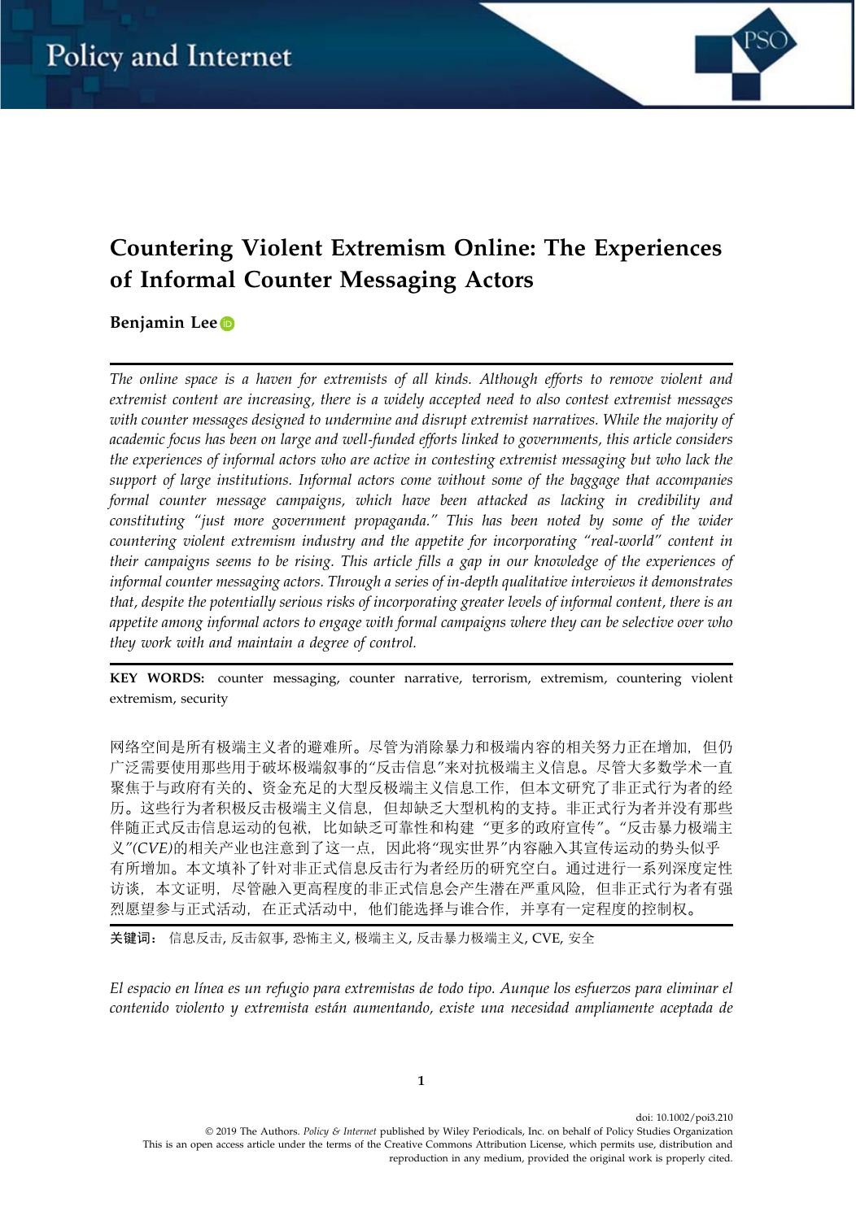# Countering Violent Extremism Online: The Experiences of Informal Counter Messaging Actors

**Benjamin Lee**

*The online space is a haven for extremists of all kinds. Although efforts to remove violent and extremist content are increasing, there is a widely accepted need to also contest extremist messages with counter messages designed to undermine and disrupt extremist narratives. While the majority of academic focus has been on large and well-funded efforts linked to governments, this article considers the experiences of informal actors who are active in contesting extremist messaging but who lack the support of large institutions. Informal actors come without some of the baggage that accompanies formal counter message campaigns, which have been attacked as lacking in credibility and constituting "just more government propaganda." This has been noted by some of the wider countering violent extremism industry and the appetite for incorporating "real-world" content in their campaigns seems to be rising. This article fills a gap in our knowledge of the experiences of informal counter messaging actors. Through a series of in-depth qualitative interviews it demonstrates that, despite the potentially serious risks of incorporating greater levels of informal content, there is an appetite among informal actors to engage with formal campaigns where they can be selective over who they work with and maintain a degree of control.*

**KEY WORDS:** counter messaging, counter narrative, terrorism, extremism, countering violent extremism, security

网络空间是所有极端主义者的避难所。尽管为消除暴力和极端内容的相关努力正在增加，但仍广泛需要使用那些用于破坏极端叙事的"反击信息"来对抗极端主义信息。尽管大多数学术一直聚焦于与政府有关的、资金充足的大型反极端主义信息工作，但本文研究了非正式行为者的经历。这些行为者积极反击极端主义信息，但却缺乏大型机构的支持。非正式行为者并没有那些伴随正式反击信息运动的包袱，比如缺乏可靠性和构建"更多的政府宣传"。"反击暴力极端主义"(CVE)的相关产业也注意到了这一点，因此将"现实世界"内容融入其宣传运动的势头似乎有所增加。本文填补了针对非正式信息反击行为者经历的研究空白。通过进行一系列深度定性访谈，本文证明，尽管融入更高程度的非正式信息会产生潜在严重风险，但非正式行为者有强烈愿望参与正式活动，在正式活动中，他们能选择与谁合作，并享有一定程度的控制权。

**关键词：** 信息反击, 反击叙事, 恐怖主义, 极端主义, 反击暴力极端主义, CVE, 安全

*El espacio en línea es un refugio para extremistas de todo tipo. Aunque los esfuerzos para eliminar el contenido violento y extremista están aumentando, existe una necesidad ampliamente aceptada de*

doi: 10.1002/poi3.210
© 2019 The Authors. *Policy & Internet* published by Wiley Periodicals, Inc. on behalf of Policy Studies Organization
This is an open access article under the terms of the Creative Commons Attribution License, which permits use, distribution and reproduction in any medium, provided the original work is properly cited.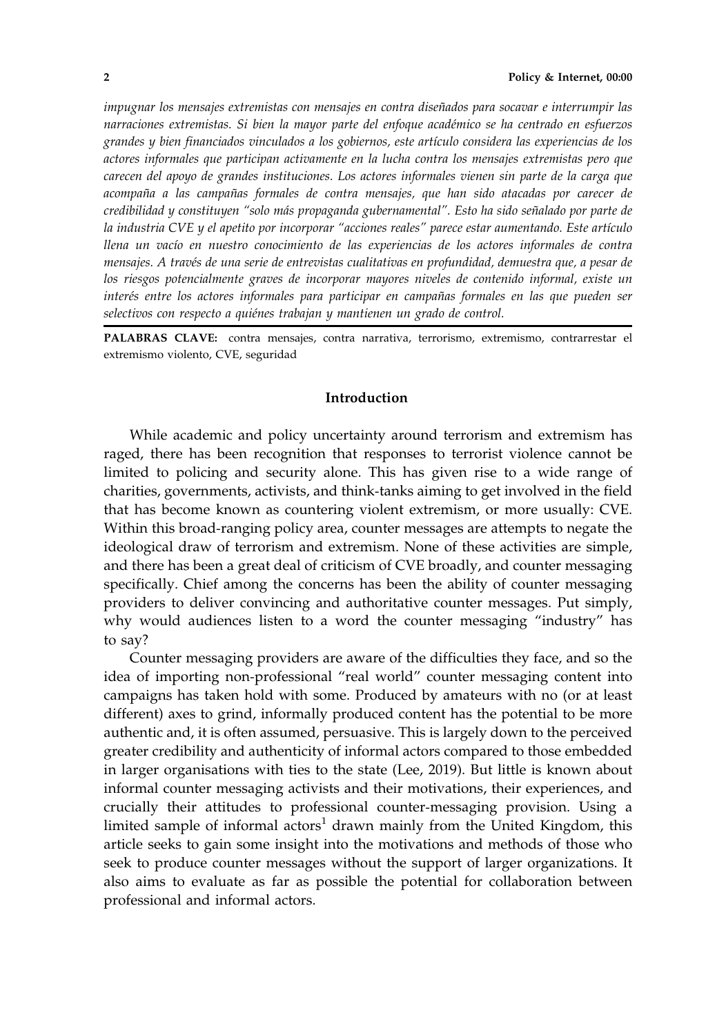*impugnar los mensajes extremistas con mensajes en contra diseñados para socavar e interrumpir las narraciones extremistas. Si bien la mayor parte del enfoque académico se ha centrado en esfuerzos grandes y bien financiados vinculados a los gobiernos, este artículo considera las experiencias de los actores informales que participan activamente en la lucha contra los mensajes extremistas pero que carecen del apoyo de grandes instituciones. Los actores informales vienen sin parte de la carga que acompaña a las campañas formales de contra mensajes, que han sido atacadas por carecer de credibilidad y constituyen "solo más propaganda gubernamental". Esto ha sido señalado por parte de la industria CVE y el apetito por incorporar "acciones reales" parece estar aumentando. Este artículo llena un vacío en nuestro conocimiento de las experiencias de los actores informales de contra mensajes. A través de una serie de entrevistas cualitativas en profundidad, demuestra que, a pesar de los riesgos potencialmente graves de incorporar mayores niveles de contenido informal, existe un interés entre los actores informales para participar en campañas formales en las que pueden ser selectivos con respecto a quiénes trabajan y mantienen un grado de control.*

**PALABRAS CLAVE:** contra mensajes, contra narrativa, terrorismo, extremismo, contrarrestar el extremismo violento, CVE, seguridad

## Introduction

While academic and policy uncertainty around terrorism and extremism has raged, there has been recognition that responses to terrorist violence cannot be limited to policing and security alone. This has given rise to a wide range of charities, governments, activists, and think-tanks aiming to get involved in the field that has become known as countering violent extremism, or more usually: CVE. Within this broad-ranging policy area, counter messages are attempts to negate the ideological draw of terrorism and extremism. None of these activities are simple, and there has been a great deal of criticism of CVE broadly, and counter messaging specifically. Chief among the concerns has been the ability of counter messaging providers to deliver convincing and authoritative counter messages. Put simply, why would audiences listen to a word the counter messaging "industry" has to say?

Counter messaging providers are aware of the difficulties they face, and so the idea of importing non-professional "real world" counter messaging content into campaigns has taken hold with some. Produced by amateurs with no (or at least different) axes to grind, informally produced content has the potential to be more authentic and, it is often assumed, persuasive. This is largely down to the perceived greater credibility and authenticity of informal actors compared to those embedded in larger organisations with ties to the state (Lee, 2019). But little is known about informal counter messaging activists and their motivations, their experiences, and crucially their attitudes to professional counter-messaging provision. Using a limited sample of informal actors[1] drawn mainly from the United Kingdom, this article seeks to gain some insight into the motivations and methods of those who seek to produce counter messages without the support of larger organizations. It also aims to evaluate as far as possible the potential for collaboration between professional and informal actors.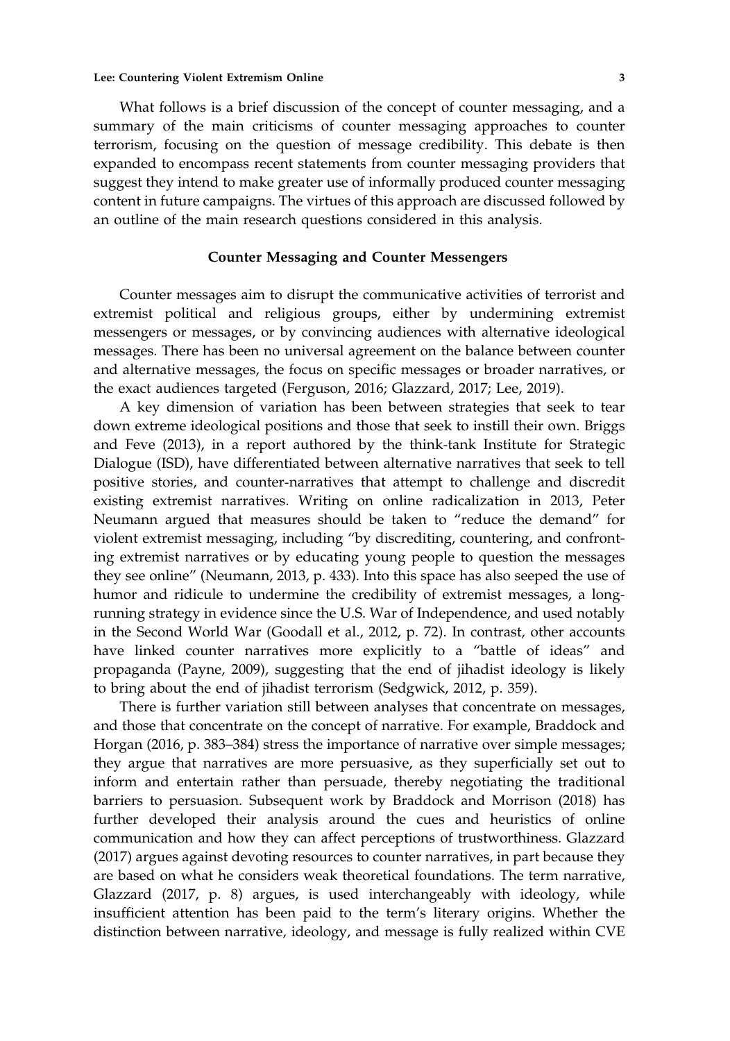What follows is a brief discussion of the concept of counter messaging, and a summary of the main criticisms of counter messaging approaches to counter terrorism, focusing on the question of message credibility. This debate is then expanded to encompass recent statements from counter messaging providers that suggest they intend to make greater use of informally produced counter messaging content in future campaigns. The virtues of this approach are discussed followed by an outline of the main research questions considered in this analysis.

## Counter Messaging and Counter Messengers

Counter messages aim to disrupt the communicative activities of terrorist and extremist political and religious groups, either by undermining extremist messengers or messages, or by convincing audiences with alternative ideological messages. There has been no universal agreement on the balance between counter and alternative messages, the focus on specific messages or broader narratives, or the exact audiences targeted (Ferguson, 2016; Glazzard, 2017; Lee, 2019).

A key dimension of variation has been between strategies that seek to tear down extreme ideological positions and those that seek to instill their own. Briggs and Feve (2013), in a report authored by the think-tank Institute for Strategic Dialogue (ISD), have differentiated between alternative narratives that seek to tell positive stories, and counter-narratives that attempt to challenge and discredit existing extremist narratives. Writing on online radicalization in 2013, Peter Neumann argued that measures should be taken to "reduce the demand" for violent extremist messaging, including "by discrediting, countering, and confronting extremist narratives or by educating young people to question the messages they see online" (Neumann, 2013, p. 433). Into this space has also seeped the use of humor and ridicule to undermine the credibility of extremist messages, a long-running strategy in evidence since the U.S. War of Independence, and used notably in the Second World War (Goodall et al., 2012, p. 72). In contrast, other accounts have linked counter narratives more explicitly to a "battle of ideas" and propaganda (Payne, 2009), suggesting that the end of jihadist ideology is likely to bring about the end of jihadist terrorism (Sedgwick, 2012, p. 359).

There is further variation still between analyses that concentrate on messages, and those that concentrate on the concept of narrative. For example, Braddock and Horgan (2016, p. 383–384) stress the importance of narrative over simple messages; they argue that narratives are more persuasive, as they superficially set out to inform and entertain rather than persuade, thereby negotiating the traditional barriers to persuasion. Subsequent work by Braddock and Morrison (2018) has further developed their analysis around the cues and heuristics of online communication and how they can affect perceptions of trustworthiness. Glazzard (2017) argues against devoting resources to counter narratives, in part because they are based on what he considers weak theoretical foundations. The term narrative, Glazzard (2017, p. 8) argues, is used interchangeably with ideology, while insufficient attention has been paid to the term's literary origins. Whether the distinction between narrative, ideology, and message is fully realized within CVE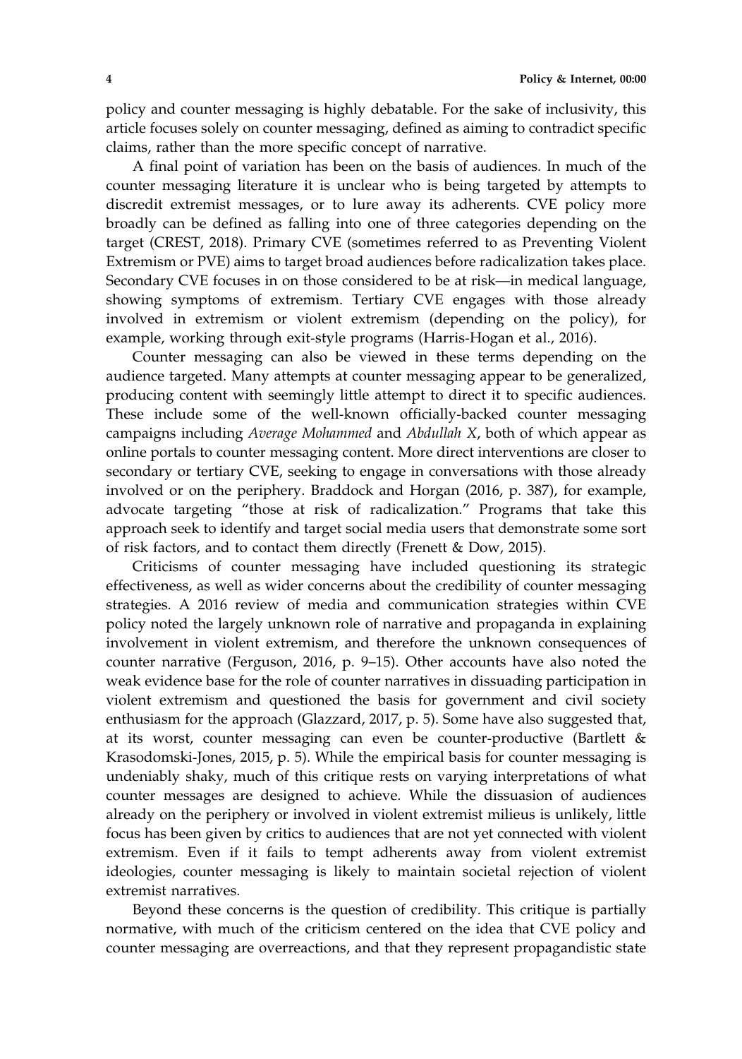policy and counter messaging is highly debatable. For the sake of inclusivity, this article focuses solely on counter messaging, defined as aiming to contradict specific claims, rather than the more specific concept of narrative.

A final point of variation has been on the basis of audiences. In much of the counter messaging literature it is unclear who is being targeted by attempts to discredit extremist messages, or to lure away its adherents. CVE policy more broadly can be defined as falling into one of three categories depending on the target (CREST, 2018). Primary CVE (sometimes referred to as Preventing Violent Extremism or PVE) aims to target broad audiences before radicalization takes place. Secondary CVE focuses in on those considered to be at risk—in medical language, showing symptoms of extremism. Tertiary CVE engages with those already involved in extremism or violent extremism (depending on the policy), for example, working through exit-style programs (Harris-Hogan et al., 2016).

Counter messaging can also be viewed in these terms depending on the audience targeted. Many attempts at counter messaging appear to be generalized, producing content with seemingly little attempt to direct it to specific audiences. These include some of the well-known officially-backed counter messaging campaigns including *Average Mohammed* and *Abdullah X*, both of which appear as online portals to counter messaging content. More direct interventions are closer to secondary or tertiary CVE, seeking to engage in conversations with those already involved or on the periphery. Braddock and Horgan (2016, p. 387), for example, advocate targeting "those at risk of radicalization." Programs that take this approach seek to identify and target social media users that demonstrate some sort of risk factors, and to contact them directly (Frenett & Dow, 2015).

Criticisms of counter messaging have included questioning its strategic effectiveness, as well as wider concerns about the credibility of counter messaging strategies. A 2016 review of media and communication strategies within CVE policy noted the largely unknown role of narrative and propaganda in explaining involvement in violent extremism, and therefore the unknown consequences of counter narrative (Ferguson, 2016, p. 9–15). Other accounts have also noted the weak evidence base for the role of counter narratives in dissuading participation in violent extremism and questioned the basis for government and civil society enthusiasm for the approach (Glazzard, 2017, p. 5). Some have also suggested that, at its worst, counter messaging can even be counter-productive (Bartlett & Krasodomski-Jones, 2015, p. 5). While the empirical basis for counter messaging is undeniably shaky, much of this critique rests on varying interpretations of what counter messages are designed to achieve. While the dissuasion of audiences already on the periphery or involved in violent extremist milieus is unlikely, little focus has been given by critics to audiences that are not yet connected with violent extremism. Even if it fails to tempt adherents away from violent extremist ideologies, counter messaging is likely to maintain societal rejection of violent extremist narratives.

Beyond these concerns is the question of credibility. This critique is partially normative, with much of the criticism centered on the idea that CVE policy and counter messaging are overreactions, and that they represent propagandistic state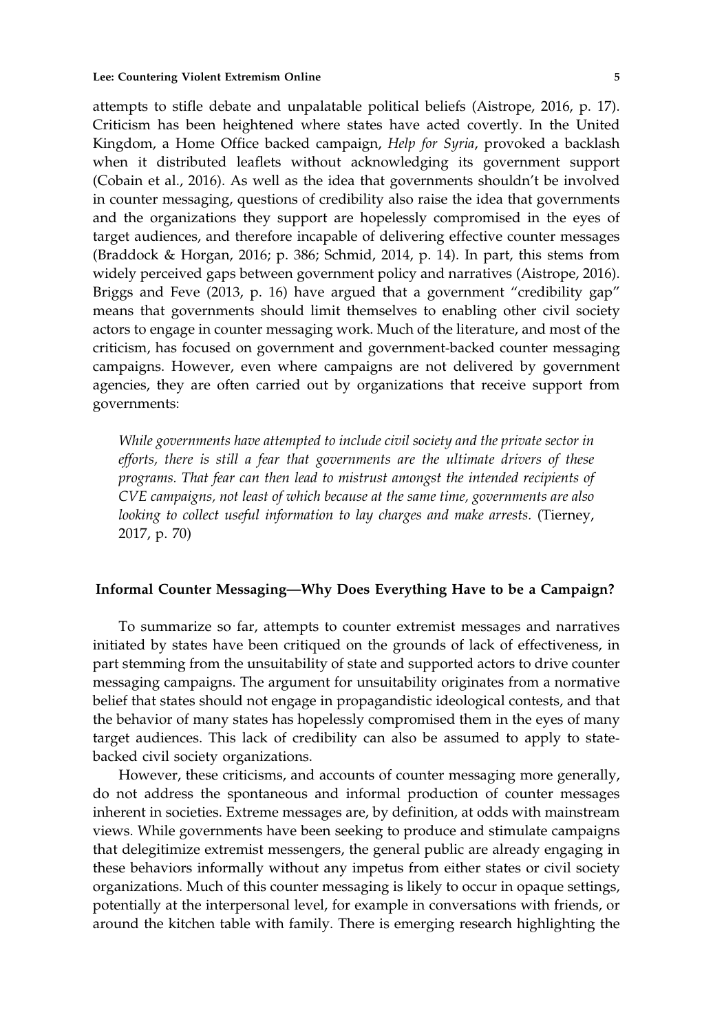attempts to stifle debate and unpalatable political beliefs (Aistrope, 2016, p. 17). Criticism has been heightened where states have acted covertly. In the United Kingdom, a Home Office backed campaign, *Help for Syria*, provoked a backlash when it distributed leaflets without acknowledging its government support (Cobain et al., 2016). As well as the idea that governments shouldn't be involved in counter messaging, questions of credibility also raise the idea that governments and the organizations they support are hopelessly compromised in the eyes of target audiences, and therefore incapable of delivering effective counter messages (Braddock & Horgan, 2016; p. 386; Schmid, 2014, p. 14). In part, this stems from widely perceived gaps between government policy and narratives (Aistrope, 2016). Briggs and Feve (2013, p. 16) have argued that a government "credibility gap" means that governments should limit themselves to enabling other civil society actors to engage in counter messaging work. Much of the literature, and most of the criticism, has focused on government and government-backed counter messaging campaigns. However, even where campaigns are not delivered by government agencies, they are often carried out by organizations that receive support from governments:

> *While governments have attempted to include civil society and the private sector in efforts, there is still a fear that governments are the ultimate drivers of these programs. That fear can then lead to mistrust amongst the intended recipients of CVE campaigns, not least of which because at the same time, governments are also looking to collect useful information to lay charges and make arrests.* (Tierney, 2017, p. 70)

## Informal Counter Messaging—Why Does Everything Have to be a Campaign?

To summarize so far, attempts to counter extremist messages and narratives initiated by states have been critiqued on the grounds of lack of effectiveness, in part stemming from the unsuitability of state and supported actors to drive counter messaging campaigns. The argument for unsuitability originates from a normative belief that states should not engage in propagandistic ideological contests, and that the behavior of many states has hopelessly compromised them in the eyes of many target audiences. This lack of credibility can also be assumed to apply to state-backed civil society organizations.

However, these criticisms, and accounts of counter messaging more generally, do not address the spontaneous and informal production of counter messages inherent in societies. Extreme messages are, by definition, at odds with mainstream views. While governments have been seeking to produce and stimulate campaigns that delegitimize extremist messengers, the general public are already engaging in these behaviors informally without any impetus from either states or civil society organizations. Much of this counter messaging is likely to occur in opaque settings, potentially at the interpersonal level, for example in conversations with friends, or around the kitchen table with family. There is emerging research highlighting the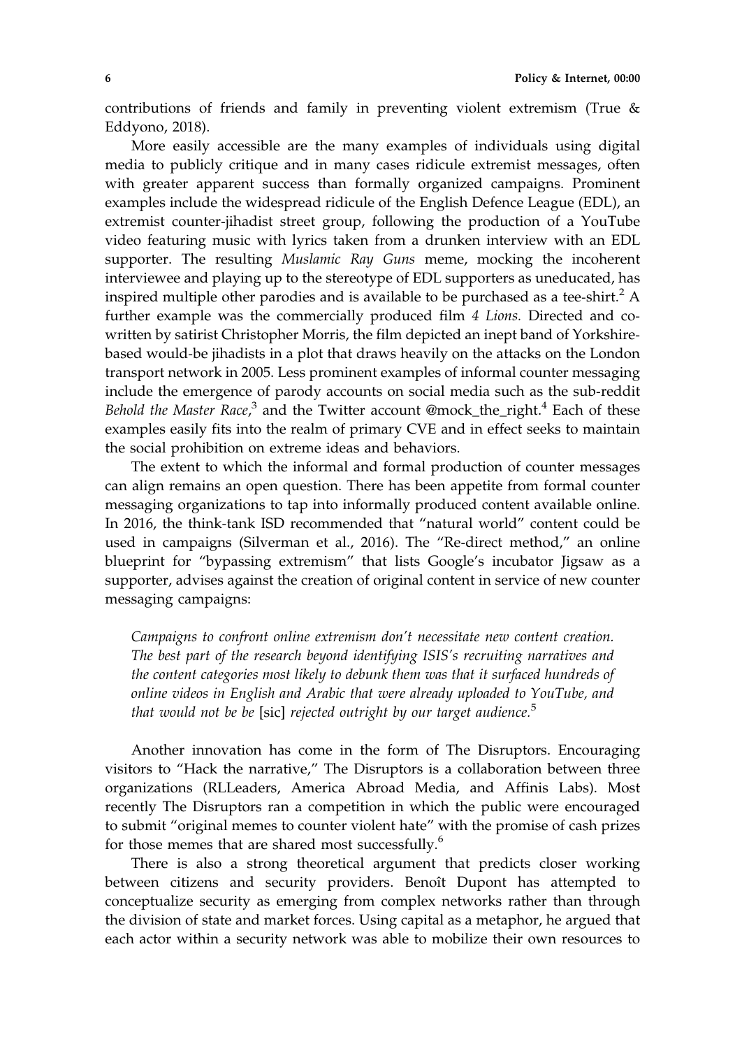contributions of friends and family in preventing violent extremism (True & Eddyono, 2018).

More easily accessible are the many examples of individuals using digital media to publicly critique and in many cases ridicule extremist messages, often with greater apparent success than formally organized campaigns. Prominent examples include the widespread ridicule of the English Defence League (EDL), an extremist counter-jihadist street group, following the production of a YouTube video featuring music with lyrics taken from a drunken interview with an EDL supporter. The resulting *Muslamic Ray Guns* meme, mocking the incoherent interviewee and playing up to the stereotype of EDL supporters as uneducated, has inspired multiple other parodies and is available to be purchased as a tee-shirt.[2] A further example was the commercially produced film *4 Lions.* Directed and co-written by satirist Christopher Morris, the film depicted an inept band of Yorkshire-based would-be jihadists in a plot that draws heavily on the attacks on the London transport network in 2005. Less prominent examples of informal counter messaging include the emergence of parody accounts on social media such as the sub-reddit *Behold the Master Race*,[3] and the Twitter account @mock_the_right.[4] Each of these examples easily fits into the realm of primary CVE and in effect seeks to maintain the social prohibition on extreme ideas and behaviors.

The extent to which the informal and formal production of counter messages can align remains an open question. There has been appetite from formal counter messaging organizations to tap into informally produced content available online. In 2016, the think-tank ISD recommended that "natural world" content could be used in campaigns (Silverman et al., 2016). The "Re-direct method," an online blueprint for "bypassing extremism" that lists Google's incubator Jigsaw as a supporter, advises against the creation of original content in service of new counter messaging campaigns:

> *Campaigns to confront online extremism don't necessitate new content creation. The best part of the research beyond identifying ISIS's recruiting narratives and the content categories most likely to debunk them was that it surfaced hundreds of online videos in English and Arabic that were already uploaded to YouTube, and that would not be be* [sic] *rejected outright by our target audience.*[5]

Another innovation has come in the form of The Disruptors. Encouraging visitors to "Hack the narrative," The Disruptors is a collaboration between three organizations (RLLeaders, America Abroad Media, and Affinis Labs). Most recently The Disruptors ran a competition in which the public were encouraged to submit "original memes to counter violent hate" with the promise of cash prizes for those memes that are shared most successfully.[6]

There is also a strong theoretical argument that predicts closer working between citizens and security providers. Benoît Dupont has attempted to conceptualize security as emerging from complex networks rather than through the division of state and market forces. Using capital as a metaphor, he argued that each actor within a security network was able to mobilize their own resources to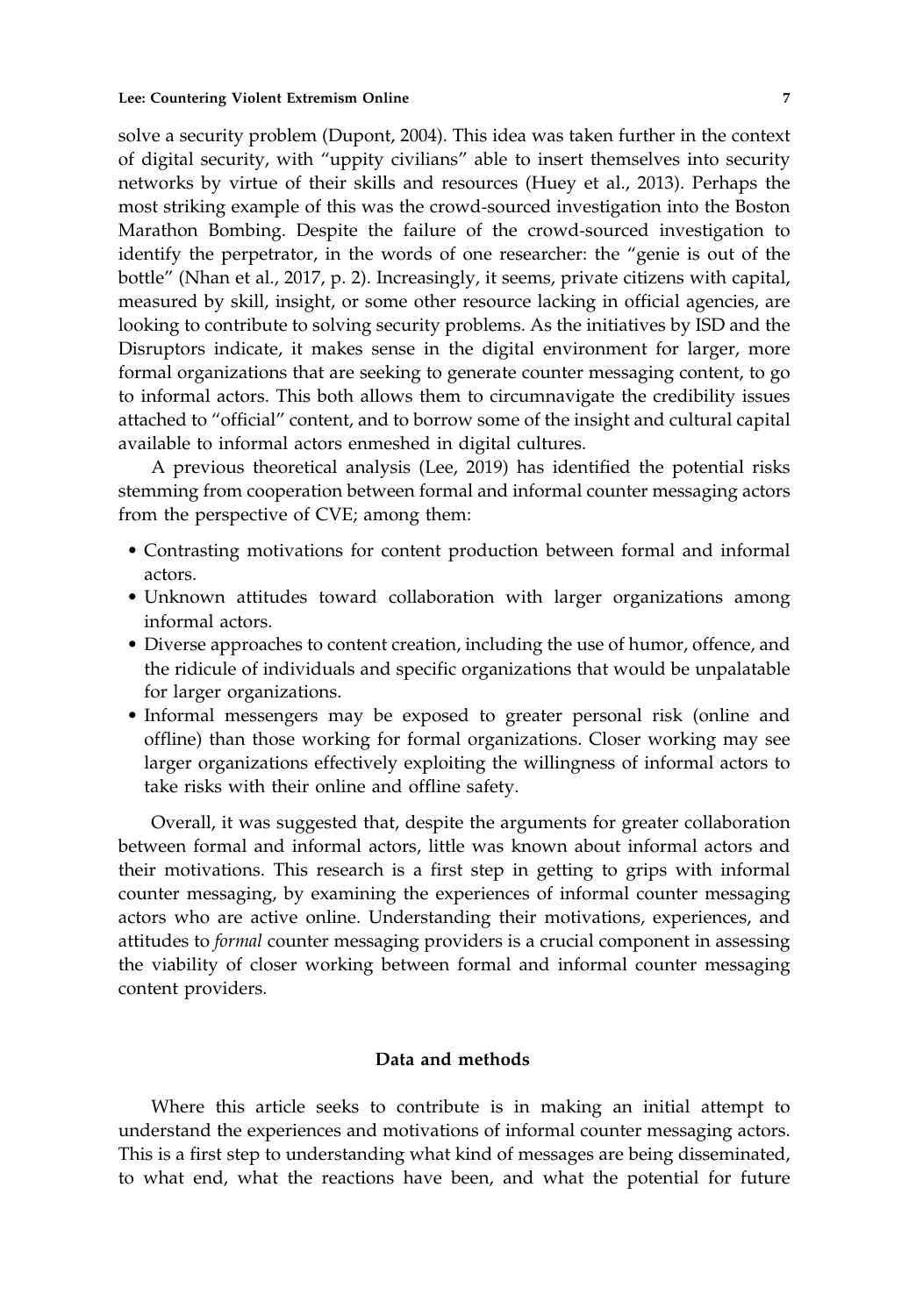solve a security problem (Dupont, 2004). This idea was taken further in the context of digital security, with "uppity civilians" able to insert themselves into security networks by virtue of their skills and resources (Huey et al., 2013). Perhaps the most striking example of this was the crowd-sourced investigation into the Boston Marathon Bombing. Despite the failure of the crowd-sourced investigation to identify the perpetrator, in the words of one researcher: the "genie is out of the bottle" (Nhan et al., 2017, p. 2). Increasingly, it seems, private citizens with capital, measured by skill, insight, or some other resource lacking in official agencies, are looking to contribute to solving security problems. As the initiatives by ISD and the Disruptors indicate, it makes sense in the digital environment for larger, more formal organizations that are seeking to generate counter messaging content, to go to informal actors. This both allows them to circumnavigate the credibility issues attached to "official" content, and to borrow some of the insight and cultural capital available to informal actors enmeshed in digital cultures.

A previous theoretical analysis (Lee, 2019) has identified the potential risks stemming from cooperation between formal and informal counter messaging actors from the perspective of CVE; among them:

- Contrasting motivations for content production between formal and informal actors.
- Unknown attitudes toward collaboration with larger organizations among informal actors.
- Diverse approaches to content creation, including the use of humor, offence, and the ridicule of individuals and specific organizations that would be unpalatable for larger organizations.
- Informal messengers may be exposed to greater personal risk (online and offline) than those working for formal organizations. Closer working may see larger organizations effectively exploiting the willingness of informal actors to take risks with their online and offline safety.

Overall, it was suggested that, despite the arguments for greater collaboration between formal and informal actors, little was known about informal actors and their motivations. This research is a first step in getting to grips with informal counter messaging, by examining the experiences of informal counter messaging actors who are active online. Understanding their motivations, experiences, and attitudes to *formal* counter messaging providers is a crucial component in assessing the viability of closer working between formal and informal counter messaging content providers.

## Data and methods

Where this article seeks to contribute is in making an initial attempt to understand the experiences and motivations of informal counter messaging actors. This is a first step to understanding what kind of messages are being disseminated, to what end, what the reactions have been, and what the potential for future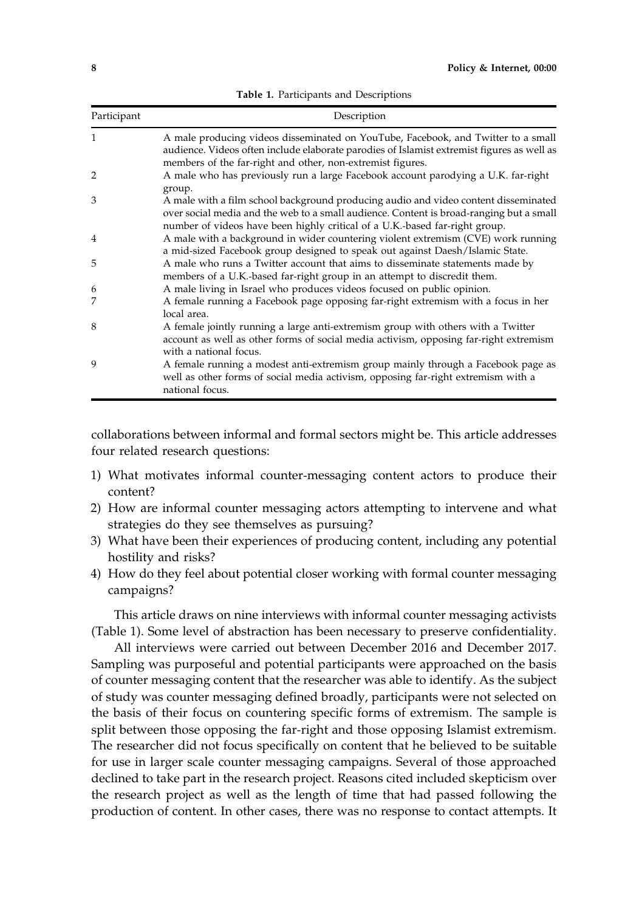**Table 1.** Participants and Descriptions

| Participant | Description |
|---|---|
| 1 | A male producing videos disseminated on YouTube, Facebook, and Twitter to a small audience. Videos often include elaborate parodies of Islamist extremist figures as well as members of the far-right and other, non-extremist figures. |
| 2 | A male who has previously run a large Facebook account parodying a U.K. far-right group. |
| 3 | A male with a film school background producing audio and video content disseminated over social media and the web to a small audience. Content is broad-ranging but a small number of videos have been highly critical of a U.K.-based far-right group. |
| 4 | A male with a background in wider countering violent extremism (CVE) work running a mid-sized Facebook group designed to speak out against Daesh/Islamic State. |
| 5 | A male who runs a Twitter account that aims to disseminate statements made by members of a U.K.-based far-right group in an attempt to discredit them. |
| 6 | A male living in Israel who produces videos focused on public opinion. |
| 7 | A female running a Facebook page opposing far-right extremism with a focus in her local area. |
| 8 | A female jointly running a large anti-extremism group with others with a Twitter account as well as other forms of social media activism, opposing far-right extremism with a national focus. |
| 9 | A female running a modest anti-extremism group mainly through a Facebook page as well as other forms of social media activism, opposing far-right extremism with a national focus. |

collaborations between informal and formal sectors might be. This article addresses four related research questions:

1) What motivates informal counter-messaging content actors to produce their content?
2) How are informal counter messaging actors attempting to intervene and what strategies do they see themselves as pursuing?
3) What have been their experiences of producing content, including any potential hostility and risks?
4) How do they feel about potential closer working with formal counter messaging campaigns?

This article draws on nine interviews with informal counter messaging activists (Table 1). Some level of abstraction has been necessary to preserve confidentiality.

All interviews were carried out between December 2016 and December 2017. Sampling was purposeful and potential participants were approached on the basis of counter messaging content that the researcher was able to identify. As the subject of study was counter messaging defined broadly, participants were not selected on the basis of their focus on countering specific forms of extremism. The sample is split between those opposing the far-right and those opposing Islamist extremism. The researcher did not focus specifically on content that he believed to be suitable for use in larger scale counter messaging campaigns. Several of those approached declined to take part in the research project. Reasons cited included skepticism over the research project as well as the length of time that had passed following the production of content. In other cases, there was no response to contact attempts. It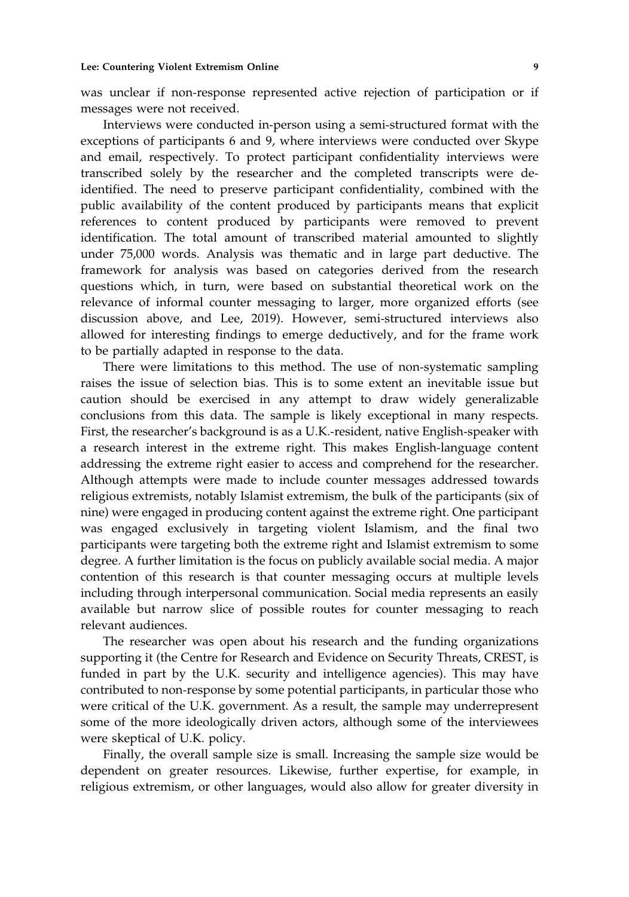was unclear if non-response represented active rejection of participation or if messages were not received.

Interviews were conducted in-person using a semi-structured format with the exceptions of participants 6 and 9, where interviews were conducted over Skype and email, respectively. To protect participant confidentiality interviews were transcribed solely by the researcher and the completed transcripts were de-identified. The need to preserve participant confidentiality, combined with the public availability of the content produced by participants means that explicit references to content produced by participants were removed to prevent identification. The total amount of transcribed material amounted to slightly under 75,000 words. Analysis was thematic and in large part deductive. The framework for analysis was based on categories derived from the research questions which, in turn, were based on substantial theoretical work on the relevance of informal counter messaging to larger, more organized efforts (see discussion above, and Lee, 2019). However, semi-structured interviews also allowed for interesting findings to emerge deductively, and for the frame work to be partially adapted in response to the data.

There were limitations to this method. The use of non-systematic sampling raises the issue of selection bias. This is to some extent an inevitable issue but caution should be exercised in any attempt to draw widely generalizable conclusions from this data. The sample is likely exceptional in many respects. First, the researcher's background is as a U.K.-resident, native English-speaker with a research interest in the extreme right. This makes English-language content addressing the extreme right easier to access and comprehend for the researcher. Although attempts were made to include counter messages addressed towards religious extremists, notably Islamist extremism, the bulk of the participants (six of nine) were engaged in producing content against the extreme right. One participant was engaged exclusively in targeting violent Islamism, and the final two participants were targeting both the extreme right and Islamist extremism to some degree. A further limitation is the focus on publicly available social media. A major contention of this research is that counter messaging occurs at multiple levels including through interpersonal communication. Social media represents an easily available but narrow slice of possible routes for counter messaging to reach relevant audiences.

The researcher was open about his research and the funding organizations supporting it (the Centre for Research and Evidence on Security Threats, CREST, is funded in part by the U.K. security and intelligence agencies). This may have contributed to non-response by some potential participants, in particular those who were critical of the U.K. government. As a result, the sample may underrepresent some of the more ideologically driven actors, although some of the interviewees were skeptical of U.K. policy.

Finally, the overall sample size is small. Increasing the sample size would be dependent on greater resources. Likewise, further expertise, for example, in religious extremism, or other languages, would also allow for greater diversity in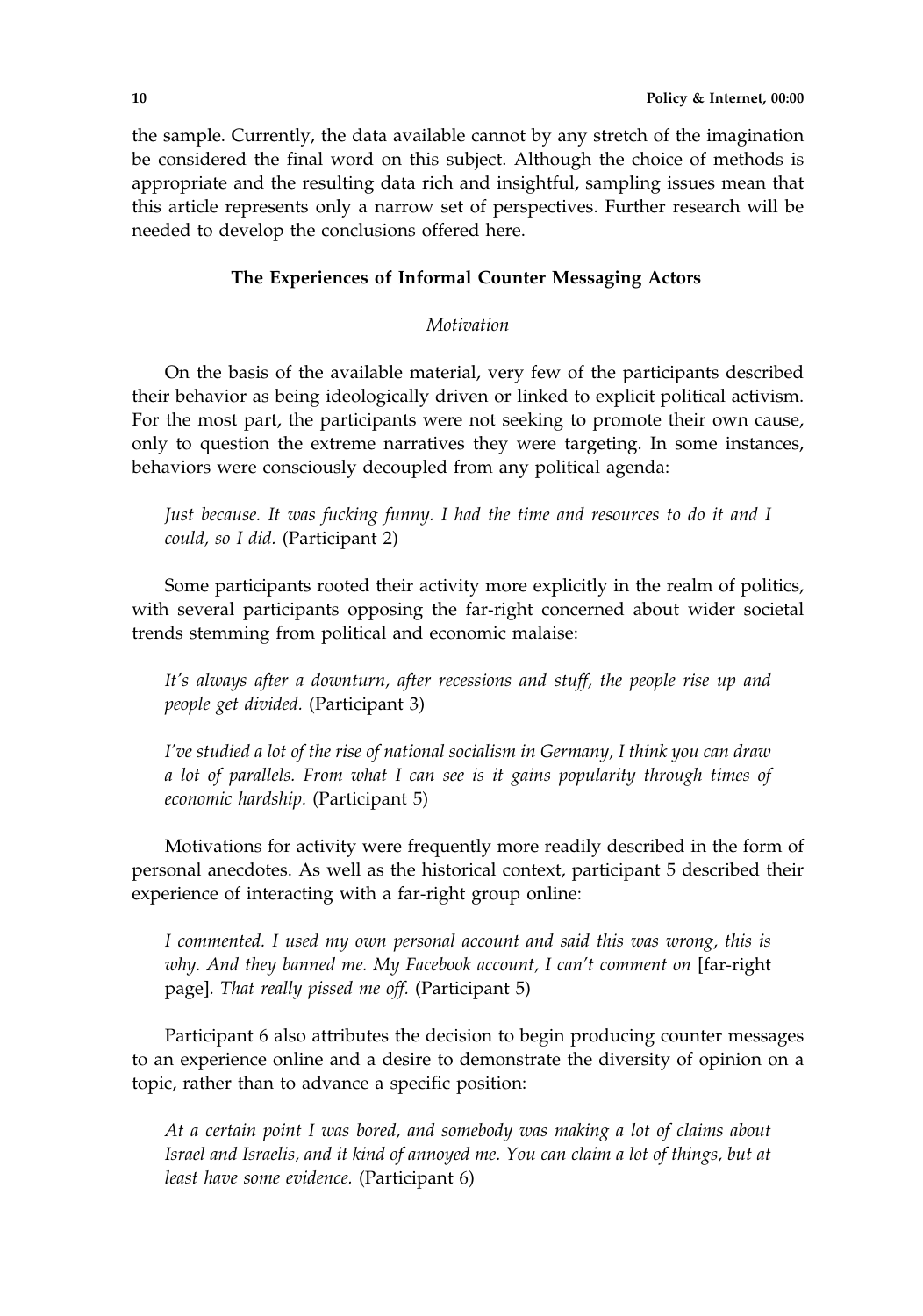the sample. Currently, the data available cannot by any stretch of the imagination be considered the final word on this subject. Although the choice of methods is appropriate and the resulting data rich and insightful, sampling issues mean that this article represents only a narrow set of perspectives. Further research will be needed to develop the conclusions offered here.

## The Experiences of Informal Counter Messaging Actors

### *Motivation*

On the basis of the available material, very few of the participants described their behavior as being ideologically driven or linked to explicit political activism. For the most part, the participants were not seeking to promote their own cause, only to question the extreme narratives they were targeting. In some instances, behaviors were consciously decoupled from any political agenda:

> *Just because. It was fucking funny. I had the time and resources to do it and I could, so I did.* (Participant 2)

Some participants rooted their activity more explicitly in the realm of politics, with several participants opposing the far-right concerned about wider societal trends stemming from political and economic malaise:

> *It's always after a downturn, after recessions and stuff, the people rise up and people get divided.* (Participant 3)

> *I've studied a lot of the rise of national socialism in Germany, I think you can draw a lot of parallels. From what I can see is it gains popularity through times of economic hardship.* (Participant 5)

Motivations for activity were frequently more readily described in the form of personal anecdotes. As well as the historical context, participant 5 described their experience of interacting with a far-right group online:

> *I commented. I used my own personal account and said this was wrong, this is why. And they banned me. My Facebook account, I can't comment on* [far-right page]. *That really pissed me off.* (Participant 5)

Participant 6 also attributes the decision to begin producing counter messages to an experience online and a desire to demonstrate the diversity of opinion on a topic, rather than to advance a specific position:

> *At a certain point I was bored, and somebody was making a lot of claims about Israel and Israelis, and it kind of annoyed me. You can claim a lot of things, but at least have some evidence.* (Participant 6)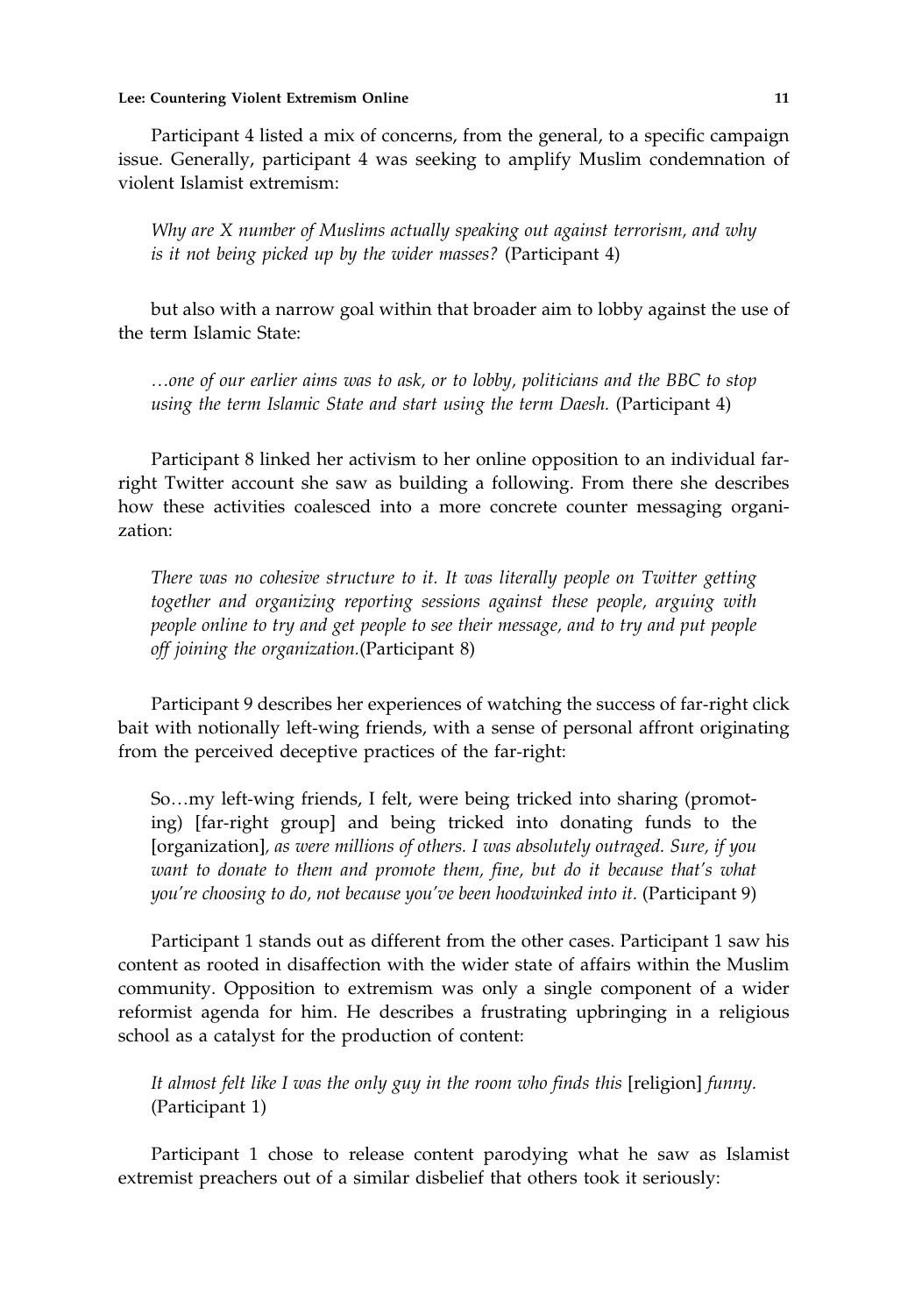Participant 4 listed a mix of concerns, from the general, to a specific campaign issue. Generally, participant 4 was seeking to amplify Muslim condemnation of violent Islamist extremism:

> *Why are X number of Muslims actually speaking out against terrorism, and why is it not being picked up by the wider masses?* (Participant 4)

but also with a narrow goal within that broader aim to lobby against the use of the term Islamic State:

> *…one of our earlier aims was to ask, or to lobby, politicians and the BBC to stop using the term Islamic State and start using the term Daesh.* (Participant 4)

Participant 8 linked her activism to her online opposition to an individual far-right Twitter account she saw as building a following. From there she describes how these activities coalesced into a more concrete counter messaging organization:

> *There was no cohesive structure to it. It was literally people on Twitter getting together and organizing reporting sessions against these people, arguing with people online to try and get people to see their message, and to try and put people off joining the organization.*(Participant 8)

Participant 9 describes her experiences of watching the success of far-right click bait with notionally left-wing friends, with a sense of personal affront originating from the perceived deceptive practices of the far-right:

> So…my left-wing friends, I felt, were being tricked into sharing (promoting) [far-right group] and being tricked into donating funds to the [organization]*, as were millions of others. I was absolutely outraged. Sure, if you want to donate to them and promote them, fine, but do it because that's what you're choosing to do, not because you've been hoodwinked into it.* (Participant 9)

Participant 1 stands out as different from the other cases. Participant 1 saw his content as rooted in disaffection with the wider state of affairs within the Muslim community. Opposition to extremism was only a single component of a wider reformist agenda for him. He describes a frustrating upbringing in a religious school as a catalyst for the production of content:

> *It almost felt like I was the only guy in the room who finds this* [religion] *funny.* (Participant 1)

Participant 1 chose to release content parodying what he saw as Islamist extremist preachers out of a similar disbelief that others took it seriously: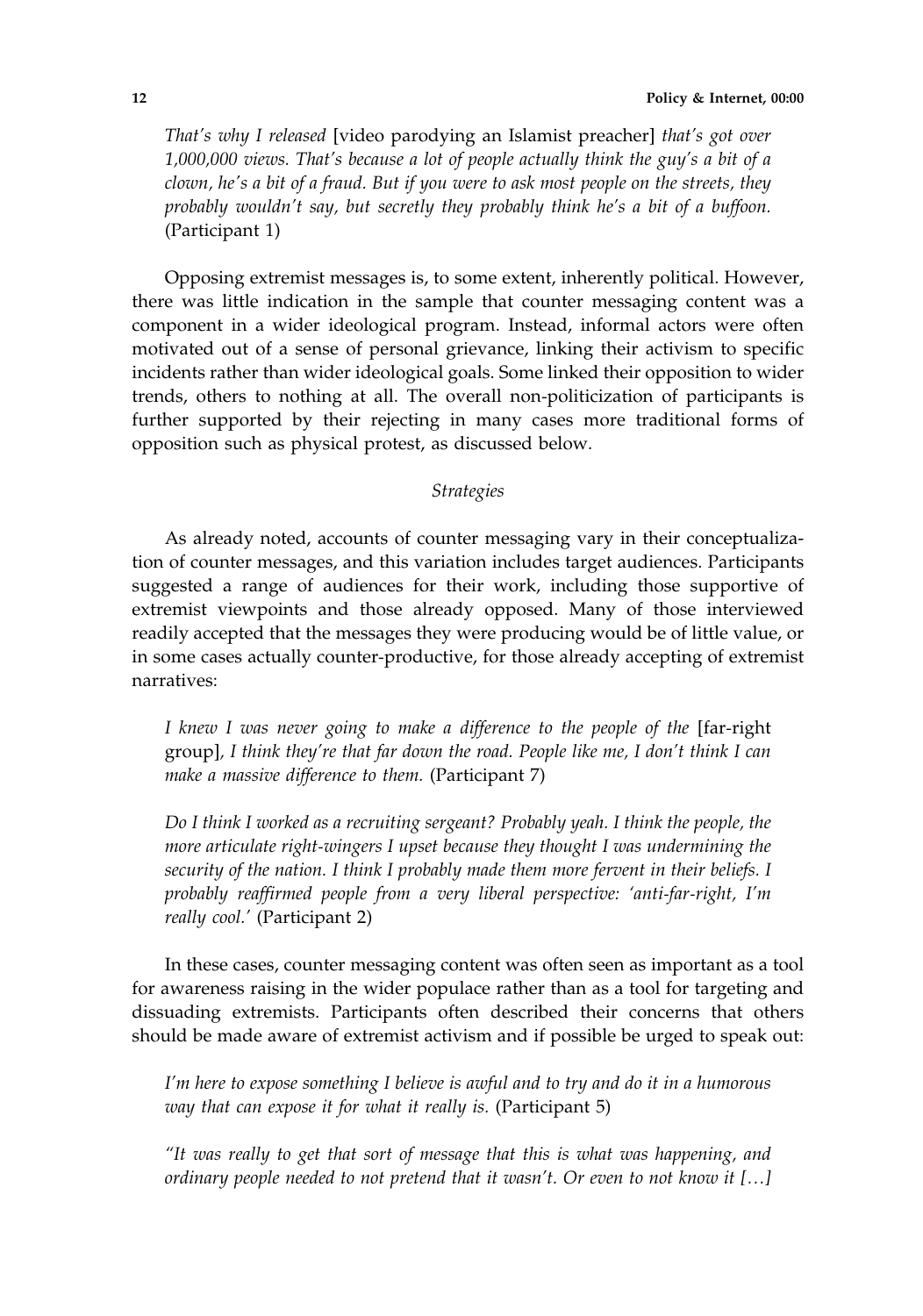*That's why I released* [video parodying an Islamist preacher] *that's got over 1,000,000 views. That's because a lot of people actually think the guy's a bit of a clown, he's a bit of a fraud. But if you were to ask most people on the streets, they probably wouldn't say, but secretly they probably think he's a bit of a buffoon.* (Participant 1)

Opposing extremist messages is, to some extent, inherently political. However, there was little indication in the sample that counter messaging content was a component in a wider ideological program. Instead, informal actors were often motivated out of a sense of personal grievance, linking their activism to specific incidents rather than wider ideological goals. Some linked their opposition to wider trends, others to nothing at all. The overall non-politicization of participants is further supported by their rejecting in many cases more traditional forms of opposition such as physical protest, as discussed below.

### *Strategies*

As already noted, accounts of counter messaging vary in their conceptualization of counter messages, and this variation includes target audiences. Participants suggested a range of audiences for their work, including those supportive of extremist viewpoints and those already opposed. Many of those interviewed readily accepted that the messages they were producing would be of little value, or in some cases actually counter-productive, for those already accepting of extremist narratives:

*I knew I was never going to make a difference to the people of the* [far-right group]*, I think they're that far down the road. People like me, I don't think I can make a massive difference to them.* (Participant 7)

*Do I think I worked as a recruiting sergeant? Probably yeah. I think the people, the more articulate right-wingers I upset because they thought I was undermining the security of the nation. I think I probably made them more fervent in their beliefs. I probably reaffirmed people from a very liberal perspective: 'anti-far-right, I'm really cool.'* (Participant 2)

In these cases, counter messaging content was often seen as important as a tool for awareness raising in the wider populace rather than as a tool for targeting and dissuading extremists. Participants often described their concerns that others should be made aware of extremist activism and if possible be urged to speak out:

*I'm here to expose something I believe is awful and to try and do it in a humorous way that can expose it for what it really is.* (Participant 5)

*"It was really to get that sort of message that this is what was happening, and ordinary people needed to not pretend that it wasn't. Or even to not know it […]*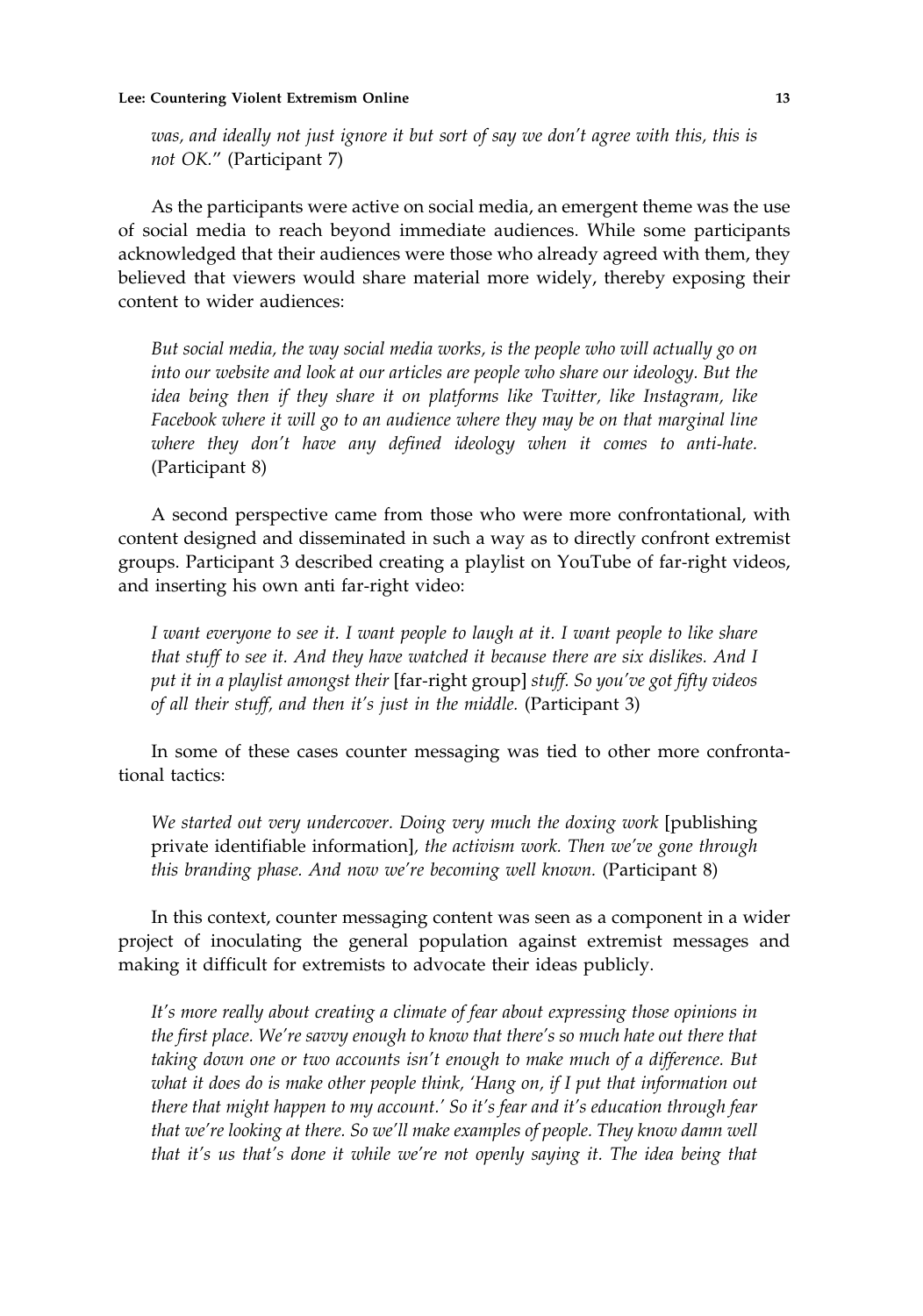*was, and ideally not just ignore it but sort of say we don't agree with this, this is not OK.*" (Participant 7)

As the participants were active on social media, an emergent theme was the use of social media to reach beyond immediate audiences. While some participants acknowledged that their audiences were those who already agreed with them, they believed that viewers would share material more widely, thereby exposing their content to wider audiences:

> *But social media, the way social media works, is the people who will actually go on into our website and look at our articles are people who share our ideology. But the idea being then if they share it on platforms like Twitter, like Instagram, like Facebook where it will go to an audience where they may be on that marginal line where they don't have any defined ideology when it comes to anti-hate.* (Participant 8)

A second perspective came from those who were more confrontational, with content designed and disseminated in such a way as to directly confront extremist groups. Participant 3 described creating a playlist on YouTube of far-right videos, and inserting his own anti far-right video:

> *I want everyone to see it. I want people to laugh at it. I want people to like share that stuff to see it. And they have watched it because there are six dislikes. And I put it in a playlist amongst their* [far-right group] *stuff. So you've got fifty videos of all their stuff, and then it's just in the middle.* (Participant 3)

In some of these cases counter messaging was tied to other more confrontational tactics:

> *We started out very undercover. Doing very much the doxing work* [publishing private identifiable information], *the activism work. Then we've gone through this branding phase. And now we're becoming well known.* (Participant 8)

In this context, counter messaging content was seen as a component in a wider project of inoculating the general population against extremist messages and making it difficult for extremists to advocate their ideas publicly.

> *It's more really about creating a climate of fear about expressing those opinions in the first place. We're savvy enough to know that there's so much hate out there that taking down one or two accounts isn't enough to make much of a difference. But what it does do is make other people think, 'Hang on, if I put that information out there that might happen to my account.' So it's fear and it's education through fear that we're looking at there. So we'll make examples of people. They know damn well that it's us that's done it while we're not openly saying it. The idea being that*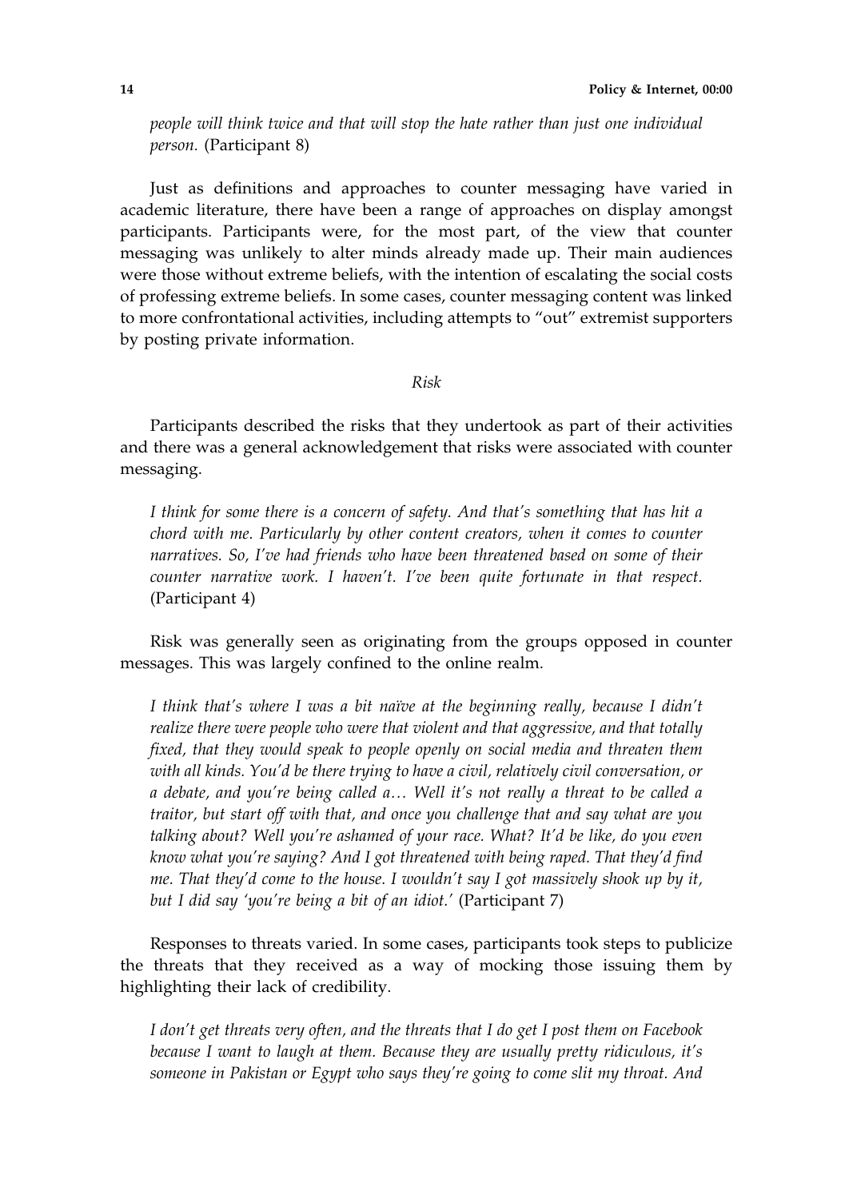*people will think twice and that will stop the hate rather than just one individual person.* (Participant 8)

Just as definitions and approaches to counter messaging have varied in academic literature, there have been a range of approaches on display amongst participants. Participants were, for the most part, of the view that counter messaging was unlikely to alter minds already made up. Their main audiences were those without extreme beliefs, with the intention of escalating the social costs of professing extreme beliefs. In some cases, counter messaging content was linked to more confrontational activities, including attempts to "out" extremist supporters by posting private information.

*Risk*

Participants described the risks that they undertook as part of their activities and there was a general acknowledgement that risks were associated with counter messaging.

*I think for some there is a concern of safety. And that's something that has hit a chord with me. Particularly by other content creators, when it comes to counter narratives. So, I've had friends who have been threatened based on some of their counter narrative work. I haven't. I've been quite fortunate in that respect.* (Participant 4)

Risk was generally seen as originating from the groups opposed in counter messages. This was largely confined to the online realm.

*I think that's where I was a bit naïve at the beginning really, because I didn't realize there were people who were that violent and that aggressive, and that totally fixed, that they would speak to people openly on social media and threaten them with all kinds. You'd be there trying to have a civil, relatively civil conversation, or a debate, and you're being called a… Well it's not really a threat to be called a traitor, but start off with that, and once you challenge that and say what are you talking about? Well you're ashamed of your race. What? It'd be like, do you even know what you're saying? And I got threatened with being raped. That they'd find me. That they'd come to the house. I wouldn't say I got massively shook up by it, but I did say 'you're being a bit of an idiot.'* (Participant 7)

Responses to threats varied. In some cases, participants took steps to publicize the threats that they received as a way of mocking those issuing them by highlighting their lack of credibility.

*I don't get threats very often, and the threats that I do get I post them on Facebook because I want to laugh at them. Because they are usually pretty ridiculous, it's someone in Pakistan or Egypt who says they're going to come slit my throat. And*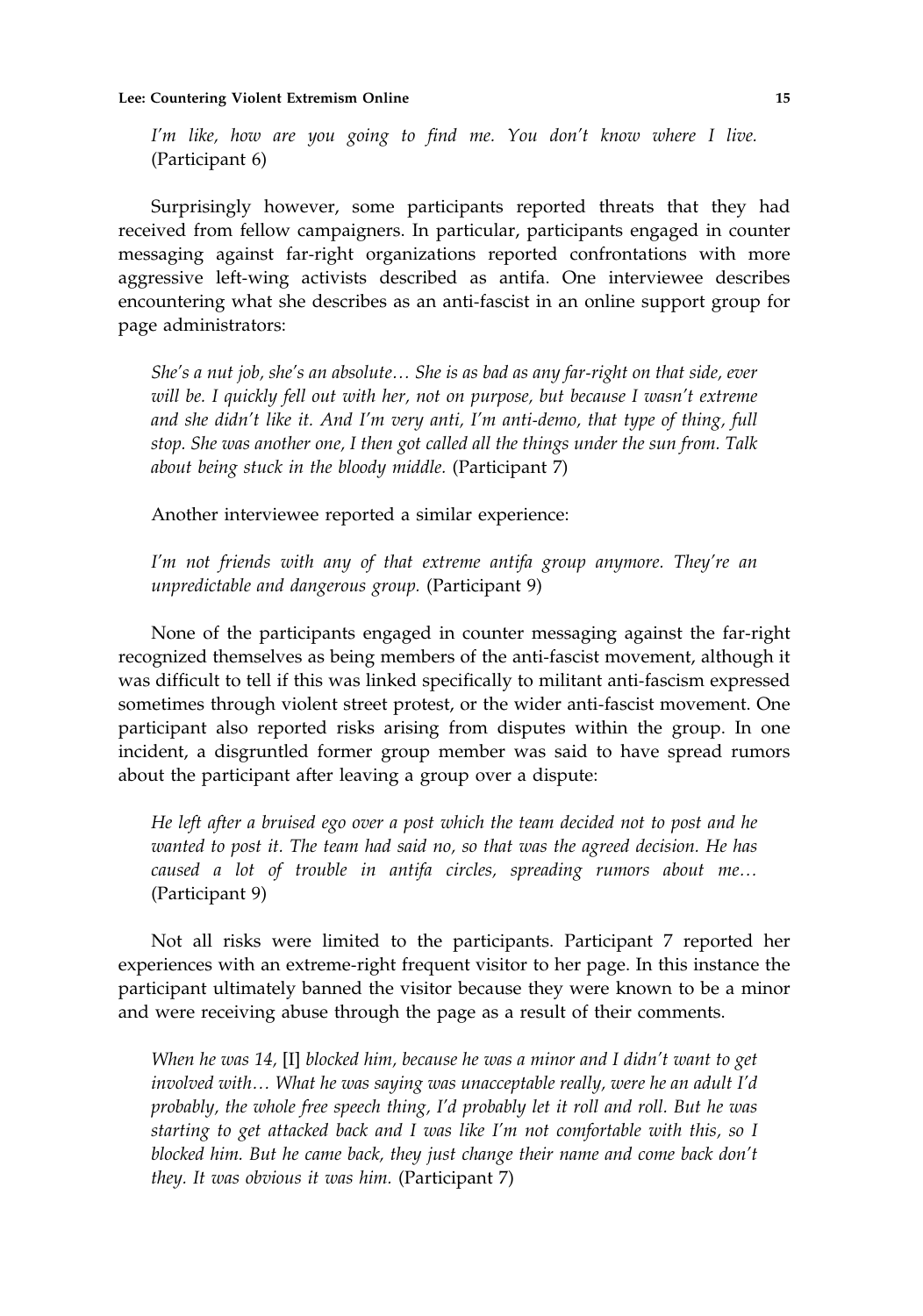*I'm like, how are you going to find me. You don't know where I live.* (Participant 6)

Surprisingly however, some participants reported threats that they had received from fellow campaigners. In particular, participants engaged in counter messaging against far-right organizations reported confrontations with more aggressive left-wing activists described as antifa. One interviewee describes encountering what she describes as an anti-fascist in an online support group for page administrators:

*She's a nut job, she's an absolute… She is as bad as any far-right on that side, ever will be. I quickly fell out with her, not on purpose, but because I wasn't extreme and she didn't like it. And I'm very anti, I'm anti-demo, that type of thing, full stop. She was another one, I then got called all the things under the sun from. Talk about being stuck in the bloody middle.* (Participant 7)

Another interviewee reported a similar experience:

*I'm not friends with any of that extreme antifa group anymore. They're an unpredictable and dangerous group.* (Participant 9)

None of the participants engaged in counter messaging against the far-right recognized themselves as being members of the anti-fascist movement, although it was difficult to tell if this was linked specifically to militant anti-fascism expressed sometimes through violent street protest, or the wider anti-fascist movement. One participant also reported risks arising from disputes within the group. In one incident, a disgruntled former group member was said to have spread rumors about the participant after leaving a group over a dispute:

*He left after a bruised ego over a post which the team decided not to post and he wanted to post it. The team had said no, so that was the agreed decision. He has caused a lot of trouble in antifa circles, spreading rumors about me…* (Participant 9)

Not all risks were limited to the participants. Participant 7 reported her experiences with an extreme-right frequent visitor to her page. In this instance the participant ultimately banned the visitor because they were known to be a minor and were receiving abuse through the page as a result of their comments.

*When he was 14,* [I] *blocked him, because he was a minor and I didn't want to get involved with… What he was saying was unacceptable really, were he an adult I'd probably, the whole free speech thing, I'd probably let it roll and roll. But he was starting to get attacked back and I was like I'm not comfortable with this, so I blocked him. But he came back, they just change their name and come back don't they. It was obvious it was him.* (Participant 7)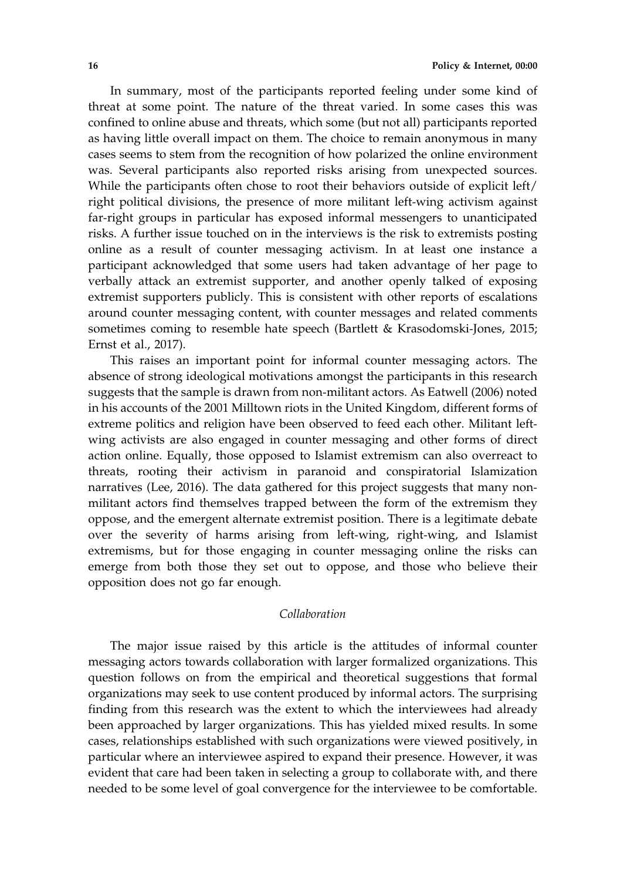In summary, most of the participants reported feeling under some kind of threat at some point. The nature of the threat varied. In some cases this was confined to online abuse and threats, which some (but not all) participants reported as having little overall impact on them. The choice to remain anonymous in many cases seems to stem from the recognition of how polarized the online environment was. Several participants also reported risks arising from unexpected sources. While the participants often chose to root their behaviors outside of explicit left/right political divisions, the presence of more militant left-wing activism against far-right groups in particular has exposed informal messengers to unanticipated risks. A further issue touched on in the interviews is the risk to extremists posting online as a result of counter messaging activism. In at least one instance a participant acknowledged that some users had taken advantage of her page to verbally attack an extremist supporter, and another openly talked of exposing extremist supporters publicly. This is consistent with other reports of escalations around counter messaging content, with counter messages and related comments sometimes coming to resemble hate speech (Bartlett & Krasodomski-Jones, 2015; Ernst et al., 2017).

This raises an important point for informal counter messaging actors. The absence of strong ideological motivations amongst the participants in this research suggests that the sample is drawn from non-militant actors. As Eatwell (2006) noted in his accounts of the 2001 Milltown riots in the United Kingdom, different forms of extreme politics and religion have been observed to feed each other. Militant left-wing activists are also engaged in counter messaging and other forms of direct action online. Equally, those opposed to Islamist extremism can also overreact to threats, rooting their activism in paranoid and conspiratorial Islamization narratives (Lee, 2016). The data gathered for this project suggests that many non-militant actors find themselves trapped between the form of the extremism they oppose, and the emergent alternate extremist position. There is a legitimate debate over the severity of harms arising from left-wing, right-wing, and Islamist extremisms, but for those engaging in counter messaging online the risks can emerge from both those they set out to oppose, and those who believe their opposition does not go far enough.

### *Collaboration*

The major issue raised by this article is the attitudes of informal counter messaging actors towards collaboration with larger formalized organizations. This question follows on from the empirical and theoretical suggestions that formal organizations may seek to use content produced by informal actors. The surprising finding from this research was the extent to which the interviewees had already been approached by larger organizations. This has yielded mixed results. In some cases, relationships established with such organizations were viewed positively, in particular where an interviewee aspired to expand their presence. However, it was evident that care had been taken in selecting a group to collaborate with, and there needed to be some level of goal convergence for the interviewee to be comfortable.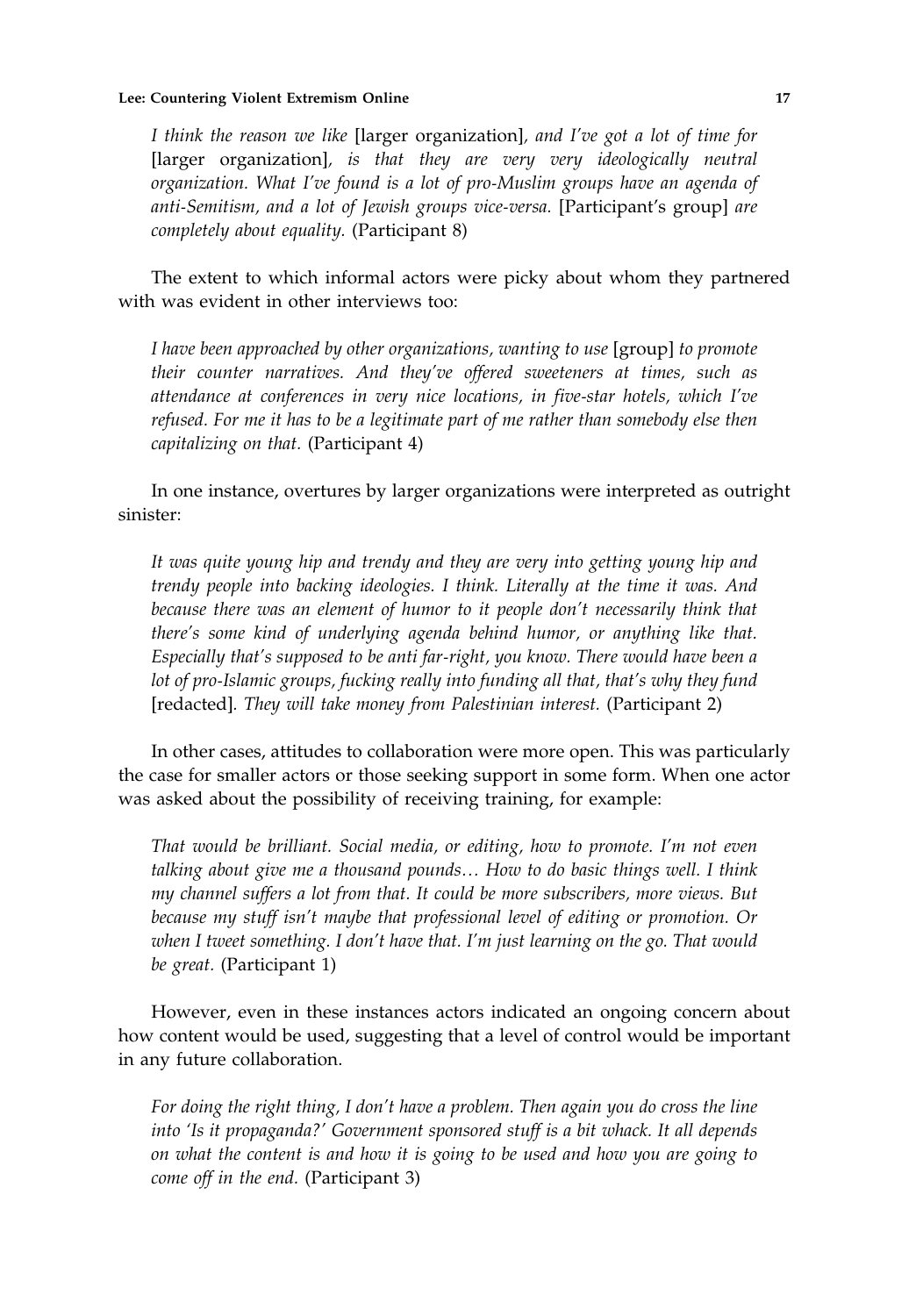> *I think the reason we like* [larger organization], *and I've got a lot of time for* [larger organization], *is that they are very very ideologically neutral organization. What I've found is a lot of pro-Muslim groups have an agenda of anti-Semitism, and a lot of Jewish groups vice-versa.* [Participant's group] *are completely about equality.* (Participant 8)

The extent to which informal actors were picky about whom they partnered with was evident in other interviews too:

> *I have been approached by other organizations, wanting to use* [group] *to promote their counter narratives. And they've offered sweeteners at times, such as attendance at conferences in very nice locations, in five-star hotels, which I've refused. For me it has to be a legitimate part of me rather than somebody else then capitalizing on that.* (Participant 4)

In one instance, overtures by larger organizations were interpreted as outright sinister:

> *It was quite young hip and trendy and they are very into getting young hip and trendy people into backing ideologies. I think. Literally at the time it was. And because there was an element of humor to it people don't necessarily think that there's some kind of underlying agenda behind humor, or anything like that. Especially that's supposed to be anti far-right, you know. There would have been a lot of pro-Islamic groups, fucking really into funding all that, that's why they fund* [redacted]*. They will take money from Palestinian interest.* (Participant 2)

In other cases, attitudes to collaboration were more open. This was particularly the case for smaller actors or those seeking support in some form. When one actor was asked about the possibility of receiving training, for example:

> *That would be brilliant. Social media, or editing, how to promote. I'm not even talking about give me a thousand pounds… How to do basic things well. I think my channel suffers a lot from that. It could be more subscribers, more views. But because my stuff isn't maybe that professional level of editing or promotion. Or when I tweet something. I don't have that. I'm just learning on the go. That would be great.* (Participant 1)

However, even in these instances actors indicated an ongoing concern about how content would be used, suggesting that a level of control would be important in any future collaboration.

> *For doing the right thing, I don't have a problem. Then again you do cross the line into 'Is it propaganda?' Government sponsored stuff is a bit whack. It all depends on what the content is and how it is going to be used and how you are going to come off in the end.* (Participant 3)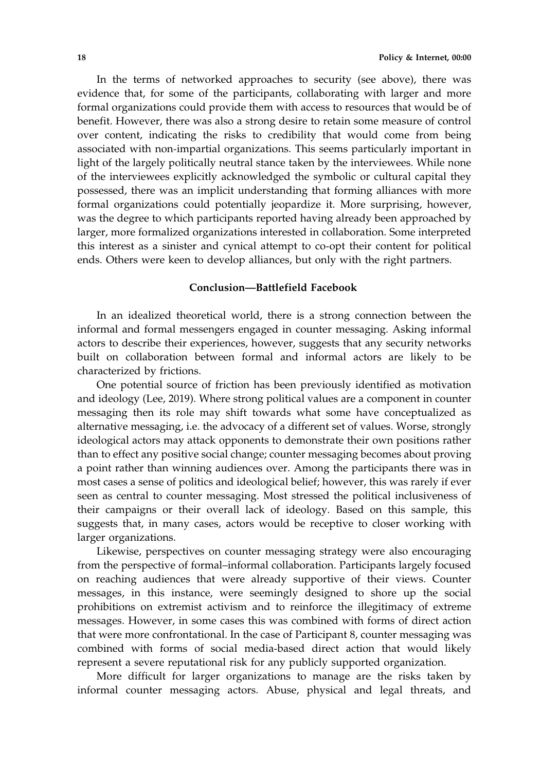In the terms of networked approaches to security (see above), there was evidence that, for some of the participants, collaborating with larger and more formal organizations could provide them with access to resources that would be of benefit. However, there was also a strong desire to retain some measure of control over content, indicating the risks to credibility that would come from being associated with non-impartial organizations. This seems particularly important in light of the largely politically neutral stance taken by the interviewees. While none of the interviewees explicitly acknowledged the symbolic or cultural capital they possessed, there was an implicit understanding that forming alliances with more formal organizations could potentially jeopardize it. More surprising, however, was the degree to which participants reported having already been approached by larger, more formalized organizations interested in collaboration. Some interpreted this interest as a sinister and cynical attempt to co-opt their content for political ends. Others were keen to develop alliances, but only with the right partners.

## Conclusion—Battlefield Facebook

In an idealized theoretical world, there is a strong connection between the informal and formal messengers engaged in counter messaging. Asking informal actors to describe their experiences, however, suggests that any security networks built on collaboration between formal and informal actors are likely to be characterized by frictions.

One potential source of friction has been previously identified as motivation and ideology (Lee, 2019). Where strong political values are a component in counter messaging then its role may shift towards what some have conceptualized as alternative messaging, i.e. the advocacy of a different set of values. Worse, strongly ideological actors may attack opponents to demonstrate their own positions rather than to effect any positive social change; counter messaging becomes about proving a point rather than winning audiences over. Among the participants there was in most cases a sense of politics and ideological belief; however, this was rarely if ever seen as central to counter messaging. Most stressed the political inclusiveness of their campaigns or their overall lack of ideology. Based on this sample, this suggests that, in many cases, actors would be receptive to closer working with larger organizations.

Likewise, perspectives on counter messaging strategy were also encouraging from the perspective of formal–informal collaboration. Participants largely focused on reaching audiences that were already supportive of their views. Counter messages, in this instance, were seemingly designed to shore up the social prohibitions on extremist activism and to reinforce the illegitimacy of extreme messages. However, in some cases this was combined with forms of direct action that were more confrontational. In the case of Participant 8, counter messaging was combined with forms of social media-based direct action that would likely represent a severe reputational risk for any publicly supported organization.

More difficult for larger organizations to manage are the risks taken by informal counter messaging actors. Abuse, physical and legal threats, and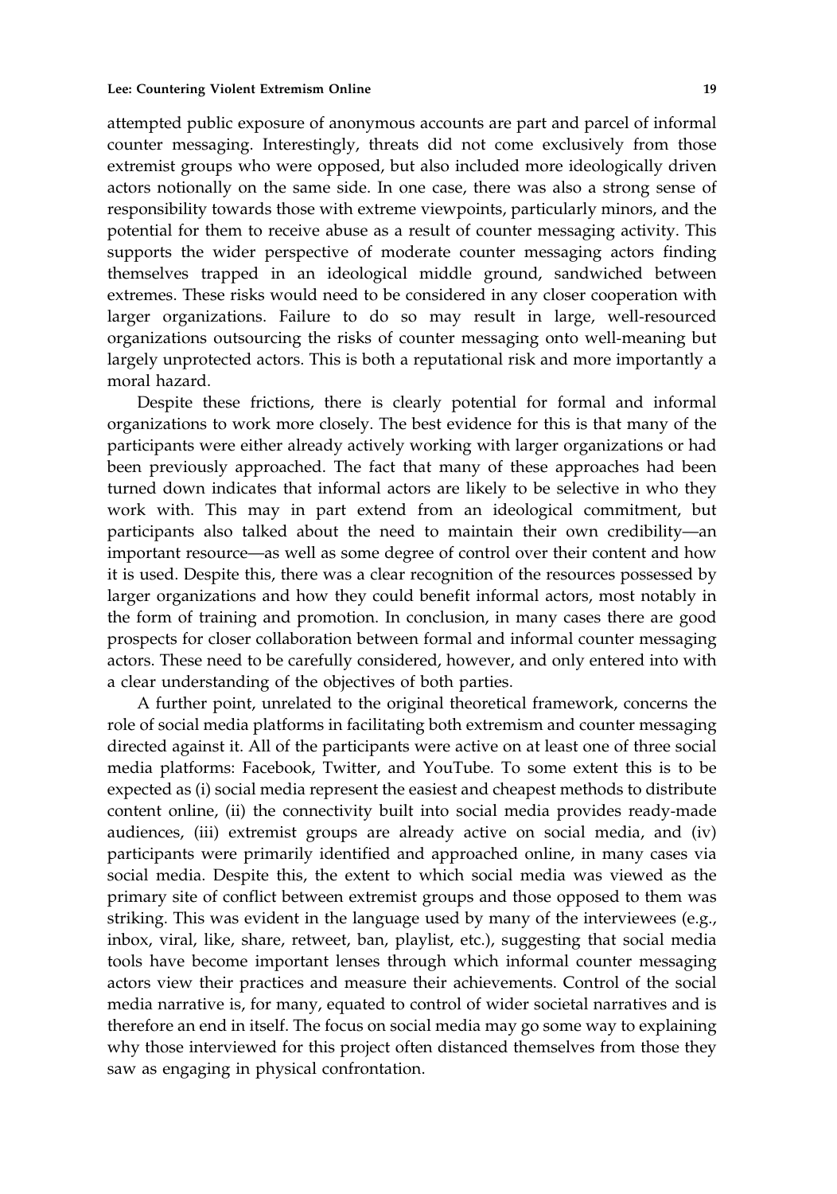attempted public exposure of anonymous accounts are part and parcel of informal counter messaging. Interestingly, threats did not come exclusively from those extremist groups who were opposed, but also included more ideologically driven actors notionally on the same side. In one case, there was also a strong sense of responsibility towards those with extreme viewpoints, particularly minors, and the potential for them to receive abuse as a result of counter messaging activity. This supports the wider perspective of moderate counter messaging actors finding themselves trapped in an ideological middle ground, sandwiched between extremes. These risks would need to be considered in any closer cooperation with larger organizations. Failure to do so may result in large, well-resourced organizations outsourcing the risks of counter messaging onto well-meaning but largely unprotected actors. This is both a reputational risk and more importantly a moral hazard.

Despite these frictions, there is clearly potential for formal and informal organizations to work more closely. The best evidence for this is that many of the participants were either already actively working with larger organizations or had been previously approached. The fact that many of these approaches had been turned down indicates that informal actors are likely to be selective in who they work with. This may in part extend from an ideological commitment, but participants also talked about the need to maintain their own credibility—an important resource—as well as some degree of control over their content and how it is used. Despite this, there was a clear recognition of the resources possessed by larger organizations and how they could benefit informal actors, most notably in the form of training and promotion. In conclusion, in many cases there are good prospects for closer collaboration between formal and informal counter messaging actors. These need to be carefully considered, however, and only entered into with a clear understanding of the objectives of both parties.

A further point, unrelated to the original theoretical framework, concerns the role of social media platforms in facilitating both extremism and counter messaging directed against it. All of the participants were active on at least one of three social media platforms: Facebook, Twitter, and YouTube. To some extent this is to be expected as (i) social media represent the easiest and cheapest methods to distribute content online, (ii) the connectivity built into social media provides ready-made audiences, (iii) extremist groups are already active on social media, and (iv) participants were primarily identified and approached online, in many cases via social media. Despite this, the extent to which social media was viewed as the primary site of conflict between extremist groups and those opposed to them was striking. This was evident in the language used by many of the interviewees (e.g., inbox, viral, like, share, retweet, ban, playlist, etc.), suggesting that social media tools have become important lenses through which informal counter messaging actors view their practices and measure their achievements. Control of the social media narrative is, for many, equated to control of wider societal narratives and is therefore an end in itself. The focus on social media may go some way to explaining why those interviewed for this project often distanced themselves from those they saw as engaging in physical confrontation.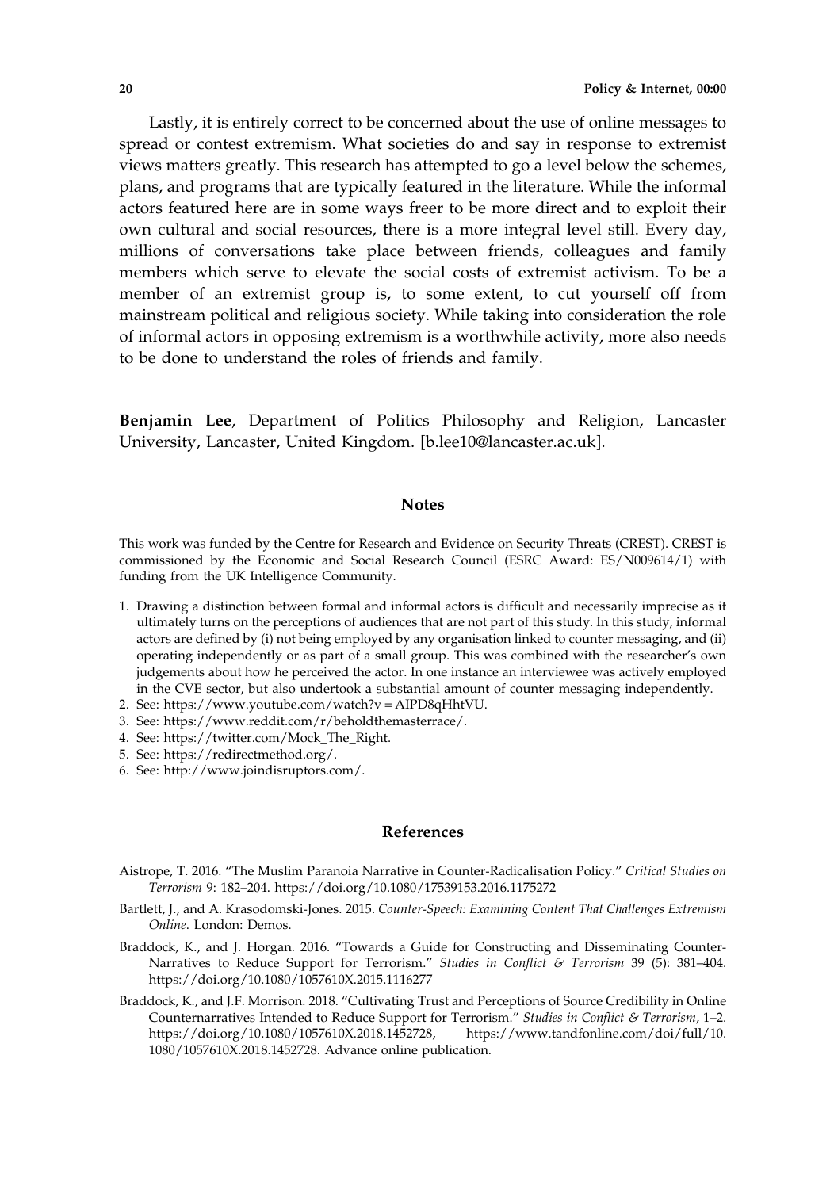Lastly, it is entirely correct to be concerned about the use of online messages to spread or contest extremism. What societies do and say in response to extremist views matters greatly. This research has attempted to go a level below the schemes, plans, and programs that are typically featured in the literature. While the informal actors featured here are in some ways freer to be more direct and to exploit their own cultural and social resources, there is a more integral level still. Every day, millions of conversations take place between friends, colleagues and family members which serve to elevate the social costs of extremist activism. To be a member of an extremist group is, to some extent, to cut yourself off from mainstream political and religious society. While taking into consideration the role of informal actors in opposing extremism is a worthwhile activity, more also needs to be done to understand the roles of friends and family.

**Benjamin Lee**, Department of Politics Philosophy and Religion, Lancaster University, Lancaster, United Kingdom. [b.lee10@lancaster.ac.uk].

## Notes

This work was funded by the Centre for Research and Evidence on Security Threats (CREST). CREST is commissioned by the Economic and Social Research Council (ESRC Award: ES/N009614/1) with funding from the UK Intelligence Community.

1. Drawing a distinction between formal and informal actors is difficult and necessarily imprecise as it ultimately turns on the perceptions of audiences that are not part of this study. In this study, informal actors are defined by (i) not being employed by any organisation linked to counter messaging, and (ii) operating independently or as part of a small group. This was combined with the researcher's own judgements about how he perceived the actor. In one instance an interviewee was actively employed in the CVE sector, but also undertook a substantial amount of counter messaging independently.
2. See: https://www.youtube.com/watch?v = AIPD8qHhtVU.
3. See: https://www.reddit.com/r/beholdthemasterrace/.
4. See: https://twitter.com/Mock_The_Right.
5. See: https://redirectmethod.org/.
6. See: http://www.joindisruptors.com/.

## References

Aistrope, T. 2016. "The Muslim Paranoia Narrative in Counter-Radicalisation Policy." *Critical Studies on Terrorism* 9: 182–204. https://doi.org/10.1080/17539153.2016.1175272

Bartlett, J., and A. Krasodomski-Jones. 2015. *Counter-Speech: Examining Content That Challenges Extremism Online*. London: Demos.

Braddock, K., and J. Horgan. 2016. "Towards a Guide for Constructing and Disseminating Counter-Narratives to Reduce Support for Terrorism." *Studies in Conflict & Terrorism* 39 (5): 381–404. https://doi.org/10.1080/1057610X.2015.1116277

Braddock, K., and J.F. Morrison. 2018. "Cultivating Trust and Perceptions of Source Credibility in Online Counternarratives Intended to Reduce Support for Terrorism." *Studies in Conflict & Terrorism*, 1–2. https://doi.org/10.1080/1057610X.2018.1452728, https://www.tandfonline.com/doi/full/10.1080/1057610X.2018.1452728. Advance online publication.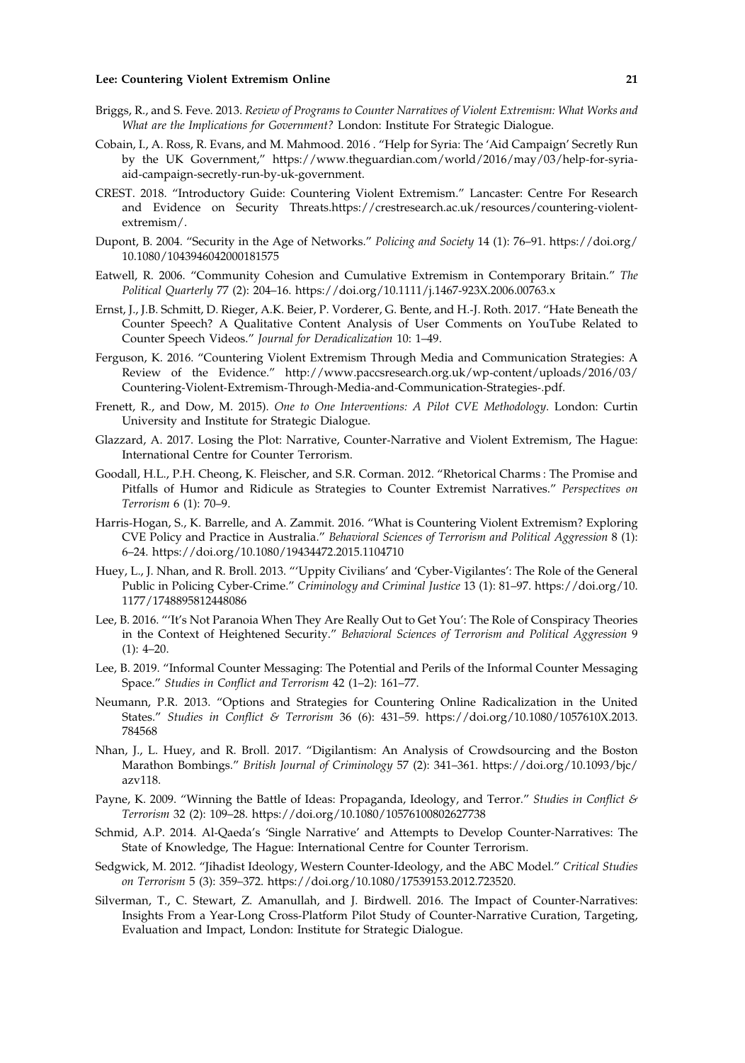Briggs, R., and S. Feve. 2013. *Review of Programs to Counter Narratives of Violent Extremism: What Works and What are the Implications for Government?* London: Institute For Strategic Dialogue.

Cobain, I., A. Ross, R. Evans, and M. Mahmood. 2016 . "Help for Syria: The 'Aid Campaign' Secretly Run by the UK Government," https://www.theguardian.com/world/2016/may/03/help-for-syria-aid-campaign-secretly-run-by-uk-government.

CREST. 2018. "Introductory Guide: Countering Violent Extremism." Lancaster: Centre For Research and Evidence on Security Threats.https://crestresearch.ac.uk/resources/countering-violent-extremism/.

Dupont, B. 2004. "Security in the Age of Networks." *Policing and Society* 14 (1): 76–91. https://doi.org/10.1080/1043946042000181575

Eatwell, R. 2006. "Community Cohesion and Cumulative Extremism in Contemporary Britain." *The Political Quarterly* 77 (2): 204–16. https://doi.org/10.1111/j.1467-923X.2006.00763.x

Ernst, J., J.B. Schmitt, D. Rieger, A.K. Beier, P. Vorderer, G. Bente, and H.-J. Roth. 2017. "Hate Beneath the Counter Speech? A Qualitative Content Analysis of User Comments on YouTube Related to Counter Speech Videos." *Journal for Deradicalization* 10: 1–49.

Ferguson, K. 2016. "Countering Violent Extremism Through Media and Communication Strategies: A Review of the Evidence." http://www.paccsresearch.org.uk/wp-content/uploads/2016/03/Countering-Violent-Extremism-Through-Media-and-Communication-Strategies-.pdf.

Frenett, R., and Dow, M. 2015). *One to One Interventions: A Pilot CVE Methodology*. London: Curtin University and Institute for Strategic Dialogue.

Glazzard, A. 2017. Losing the Plot: Narrative, Counter-Narrative and Violent Extremism, The Hague: International Centre for Counter Terrorism.

Goodall, H.L., P.H. Cheong, K. Fleischer, and S.R. Corman. 2012. "Rhetorical Charms : The Promise and Pitfalls of Humor and Ridicule as Strategies to Counter Extremist Narratives." *Perspectives on Terrorism* 6 (1): 70–9.

Harris-Hogan, S., K. Barrelle, and A. Zammit. 2016. "What is Countering Violent Extremism? Exploring CVE Policy and Practice in Australia." *Behavioral Sciences of Terrorism and Political Aggression* 8 (1): 6–24. https://doi.org/10.1080/19434472.2015.1104710

Huey, L., J. Nhan, and R. Broll. 2013. "'Uppity Civilians' and 'Cyber-Vigilantes': The Role of the General Public in Policing Cyber-Crime." *Criminology and Criminal Justice* 13 (1): 81–97. https://doi.org/10.1177/1748895812448086

Lee, B. 2016. "'It's Not Paranoia When They Are Really Out to Get You': The Role of Conspiracy Theories in the Context of Heightened Security." *Behavioral Sciences of Terrorism and Political Aggression* 9 (1): 4–20.

Lee, B. 2019. "Informal Counter Messaging: The Potential and Perils of the Informal Counter Messaging Space." *Studies in Conflict and Terrorism* 42 (1–2): 161–77.

Neumann, P.R. 2013. "Options and Strategies for Countering Online Radicalization in the United States." *Studies in Conflict & Terrorism* 36 (6): 431–59. https://doi.org/10.1080/1057610X.2013.784568

Nhan, J., L. Huey, and R. Broll. 2017. "Digilantism: An Analysis of Crowdsourcing and the Boston Marathon Bombings." *British Journal of Criminology* 57 (2): 341–361. https://doi.org/10.1093/bjc/azv118.

Payne, K. 2009. "Winning the Battle of Ideas: Propaganda, Ideology, and Terror." *Studies in Conflict & Terrorism* 32 (2): 109–28. https://doi.org/10.1080/10576100802627738

Schmid, A.P. 2014. Al-Qaeda's 'Single Narrative' and Attempts to Develop Counter-Narratives: The State of Knowledge, The Hague: International Centre for Counter Terrorism.

Sedgwick, M. 2012. "Jihadist Ideology, Western Counter-Ideology, and the ABC Model." *Critical Studies on Terrorism* 5 (3): 359–372. https://doi.org/10.1080/17539153.2012.723520.

Silverman, T., C. Stewart, Z. Amanullah, and J. Birdwell. 2016. The Impact of Counter-Narratives: Insights From a Year-Long Cross-Platform Pilot Study of Counter-Narrative Curation, Targeting, Evaluation and Impact, London: Institute for Strategic Dialogue.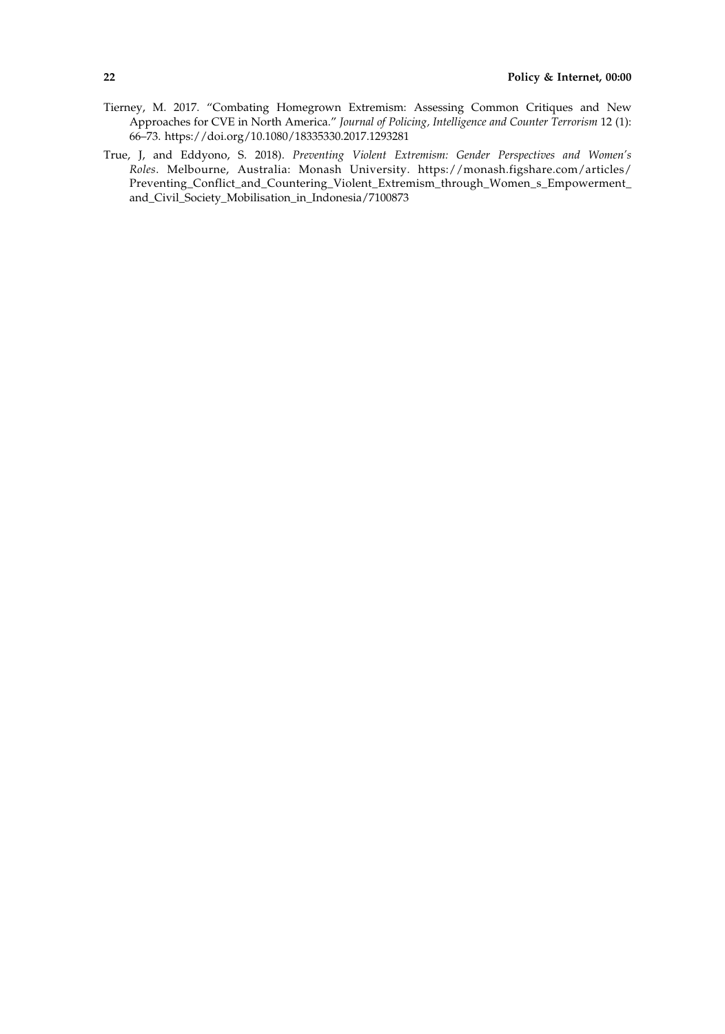Tierney, M. 2017. "Combating Homegrown Extremism: Assessing Common Critiques and New Approaches for CVE in North America." *Journal of Policing, Intelligence and Counter Terrorism* 12 (1): 66–73. https://doi.org/10.1080/18335330.2017.1293281

True, J, and Eddyono, S. 2018). *Preventing Violent Extremism: Gender Perspectives and Women's Roles*. Melbourne, Australia: Monash University. https://monash.figshare.com/articles/Preventing_Conflict_and_Countering_Violent_Extremism_through_Women_s_Empowerment_and_Civil_Society_Mobilisation_in_Indonesia/7100873